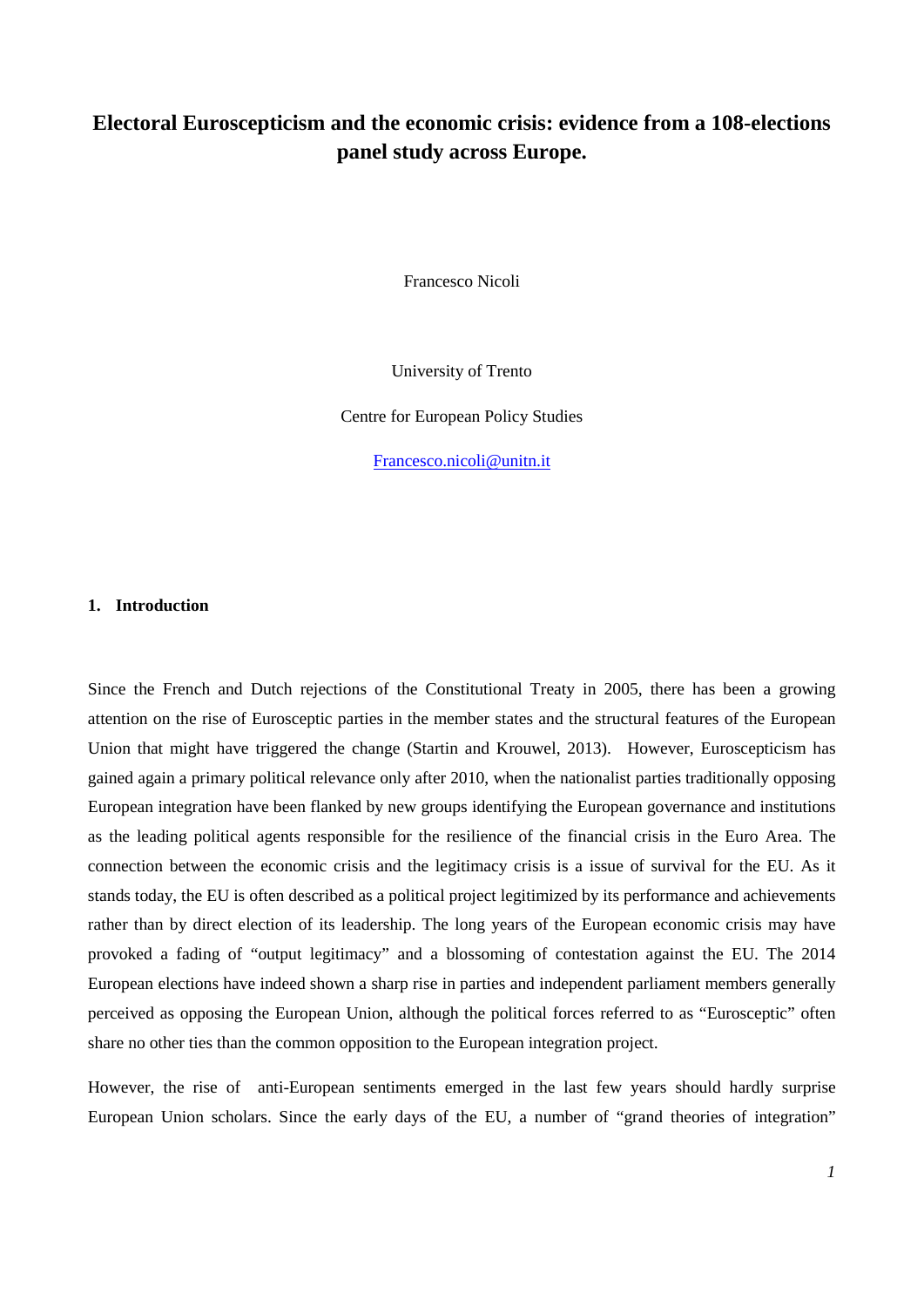# Electoral Euroscepticism and the economic crisis: evidence from a 108-elections panel study across Europe.

Francesco Nicoli

University of Trento

Centre for European Policy Studies

Francesco.nicoli@unitn.it

## 1. Introduction

Since the French and Dutch rejections of the Constitutional Treaty in 2005, there has been a growing attention on the rise of Eurosceptic parties in the member states and the structural features of the European Union that might have triggered the change (Startin and Krouwel, 2013). However, Euroscepticism has gained again a primary political relevance only after 2010, when the nationalist parties traditionally opposing European integration have been flanked by new groups identifying the European governance and institutions as the leading political agents responsible for the resilience of the financial crisis in the Euro Area. The connection between the economic crisis and the legitimacy crisis is a issue of survival for the EU. As it stands today, the EU is often described as a political project legitimized by its performance and achievements rather than by direct election of its leadership. The long years of the European economic crisis may have provoked a fading of "output legitimacy" and a blossoming of contestation against the EU. The 2014 European elections have indeed shown a sharp rise in parties and independent parliament members generally perceived as opposing the European Union, although the political forces referred to as "Eurosceptic" often share no other ties than the common opposition to the European integration project.

However, the rise of anti-European sentiments emerged in the last few years should hardly surprise European Union scholars. Since the early days of the EU, a number of "grand theories of integration"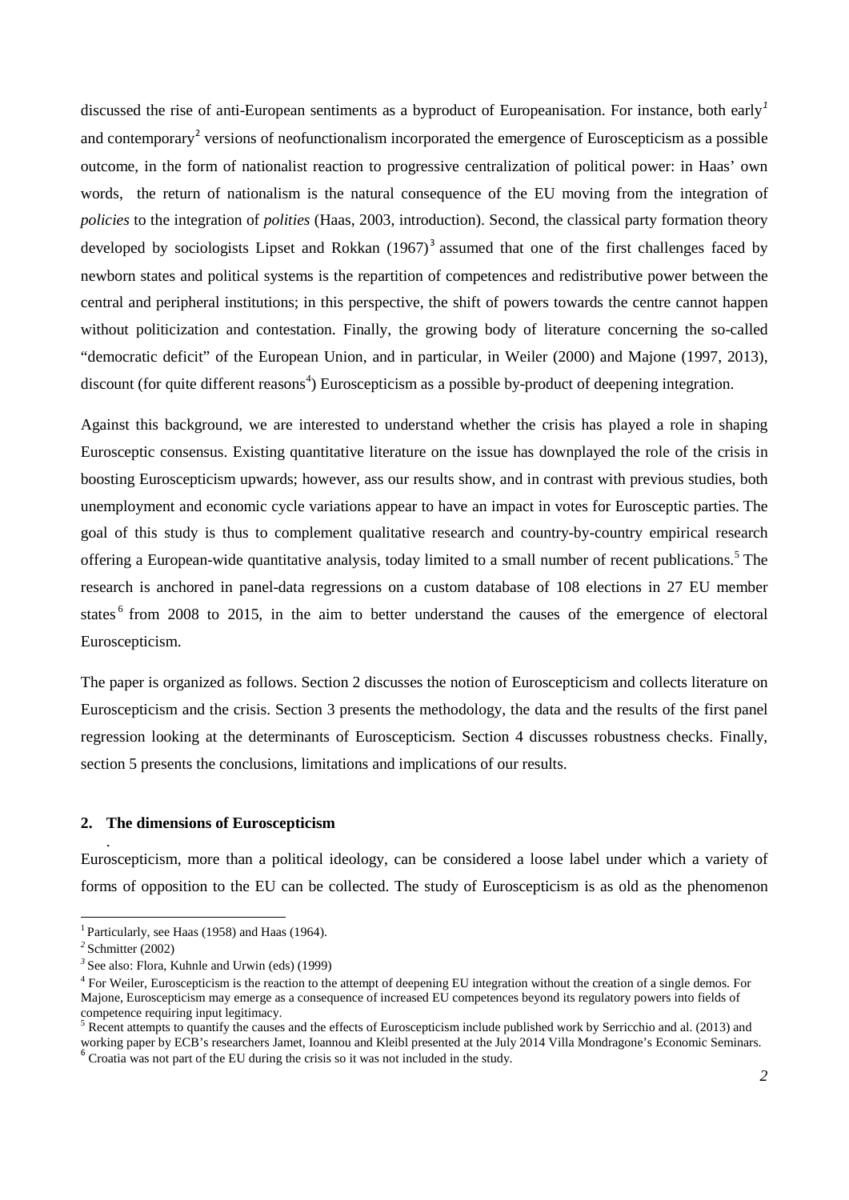discussed the rise of anti-European sentiments as a byproduct of Europeanisation. For instance, both early[1] and contemporary[2] versions of neofunctionalism incorporated the emergence of Euroscepticism as a possible outcome, in the form of nationalist reaction to progressive centralization of political power: in Haas' own words, the return of nationalism is the natural consequence of the EU moving from the integration of *policies* to the integration of *polities* (Haas, 2003, introduction). Second, the classical party formation theory developed by sociologists Lipset and Rokkan (1967)[3] assumed that one of the first challenges faced by newborn states and political systems is the repartition of competences and redistributive power between the central and peripheral institutions; in this perspective, the shift of powers towards the centre cannot happen without politicization and contestation. Finally, the growing body of literature concerning the so-called "democratic deficit" of the European Union, and in particular, in Weiler (2000) and Majone (1997, 2013), discount (for quite different reasons[4]) Euroscepticism as a possible by-product of deepening integration.

Against this background, we are interested to understand whether the crisis has played a role in shaping Eurosceptic consensus. Existing quantitative literature on the issue has downplayed the role of the crisis in boosting Euroscepticism upwards; however, ass our results show, and in contrast with previous studies, both unemployment and economic cycle variations appear to have an impact in votes for Eurosceptic parties. The goal of this study is thus to complement qualitative research and country-by-country empirical research offering a European-wide quantitative analysis, today limited to a small number of recent publications.[5] The research is anchored in panel-data regressions on a custom database of 108 elections in 27 EU member states[6] from 2008 to 2015, in the aim to better understand the causes of the emergence of electoral Euroscepticism.

The paper is organized as follows. Section 2 discusses the notion of Euroscepticism and collects literature on Euroscepticism and the crisis. Section 3 presents the methodology, the data and the results of the first panel regression looking at the determinants of Euroscepticism. Section 4 discusses robustness checks. Finally, section 5 presents the conclusions, limitations and implications of our results.

## 2. The dimensions of Euroscepticism

Euroscepticism, more than a political ideology, can be considered a loose label under which a variety of forms of opposition to the EU can be collected. The study of Euroscepticism is as old as the phenomenon

---

[1] Particularly, see Haas (1958) and Haas (1964).

[2] Schmitter (2002)

[3] See also: Flora, Kuhnle and Urwin (eds) (1999)

[4] For Weiler, Euroscepticism is the reaction to the attempt of deepening EU integration without the creation of a single demos. For Majone, Euroscepticism may emerge as a consequence of increased EU competences beyond its regulatory powers into fields of competence requiring input legitimacy.

[5] Recent attempts to quantify the causes and the effects of Euroscepticism include published work by Serricchio and al. (2013) and working paper by ECB's researchers Jamet, Ioannou and Kleibl presented at the July 2014 Villa Mondragone's Economic Seminars.

[6] Croatia was not part of the EU during the crisis so it was not included in the study.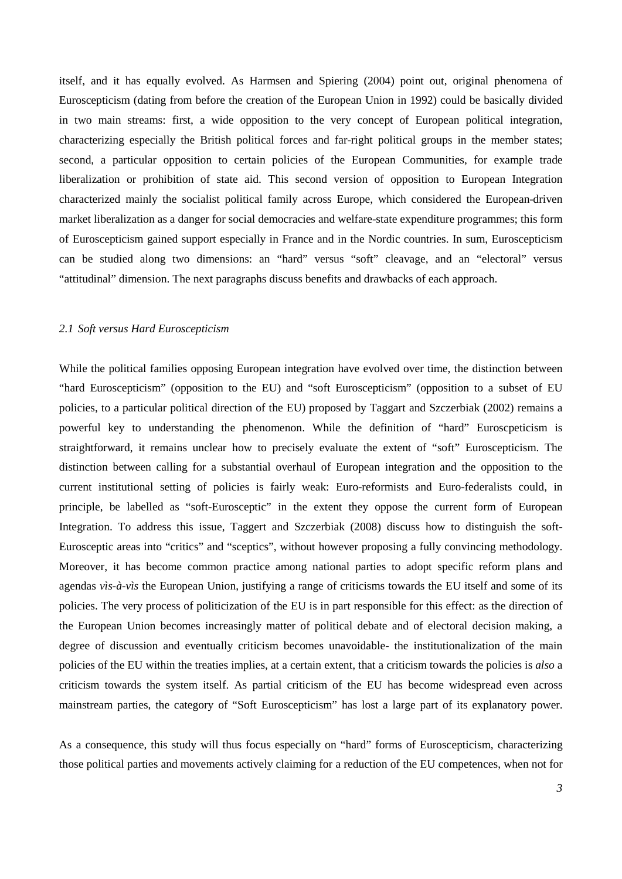itself, and it has equally evolved. As Harmsen and Spiering (2004) point out, original phenomena of Euroscepticism (dating from before the creation of the European Union in 1992) could be basically divided in two main streams: first, a wide opposition to the very concept of European political integration, characterizing especially the British political forces and far-right political groups in the member states; second, a particular opposition to certain policies of the European Communities, for example trade liberalization or prohibition of state aid. This second version of opposition to European Integration characterized mainly the socialist political family across Europe, which considered the European-driven market liberalization as a danger for social democracies and welfare-state expenditure programmes; this form of Euroscepticism gained support especially in France and in the Nordic countries. In sum, Euroscepticism can be studied along two dimensions: an "hard" versus "soft" cleavage, and an "electoral" versus "attitudinal" dimension. The next paragraphs discuss benefits and drawbacks of each approach.

### *2.1 Soft versus Hard Euroscepticism*

While the political families opposing European integration have evolved over time, the distinction between "hard Euroscepticism" (opposition to the EU) and "soft Euroscepticism" (opposition to a subset of EU policies, to a particular political direction of the EU) proposed by Taggart and Szczerbiak (2002) remains a powerful key to understanding the phenomenon. While the definition of "hard" Euroscpeticism is straightforward, it remains unclear how to precisely evaluate the extent of "soft" Euroscepticism. The distinction between calling for a substantial overhaul of European integration and the opposition to the current institutional setting of policies is fairly weak: Euro-reformists and Euro-federalists could, in principle, be labelled as "soft-Eurosceptic" in the extent they oppose the current form of European Integration. To address this issue, Taggert and Szczerbiak (2008) discuss how to distinguish the soft-Eurosceptic areas into "critics" and "sceptics", without however proposing a fully convincing methodology. Moreover, it has become common practice among national parties to adopt specific reform plans and agendas *vìs-à-vìs* the European Union, justifying a range of criticisms towards the EU itself and some of its policies. The very process of politicization of the EU is in part responsible for this effect: as the direction of the European Union becomes increasingly matter of political debate and of electoral decision making, a degree of discussion and eventually criticism becomes unavoidable- the institutionalization of the main policies of the EU within the treaties implies, at a certain extent, that a criticism towards the policies is *also* a criticism towards the system itself. As partial criticism of the EU has become widespread even across mainstream parties, the category of "Soft Euroscepticism" has lost a large part of its explanatory power.

As a consequence, this study will thus focus especially on "hard" forms of Euroscepticism, characterizing those political parties and movements actively claiming for a reduction of the EU competences, when not for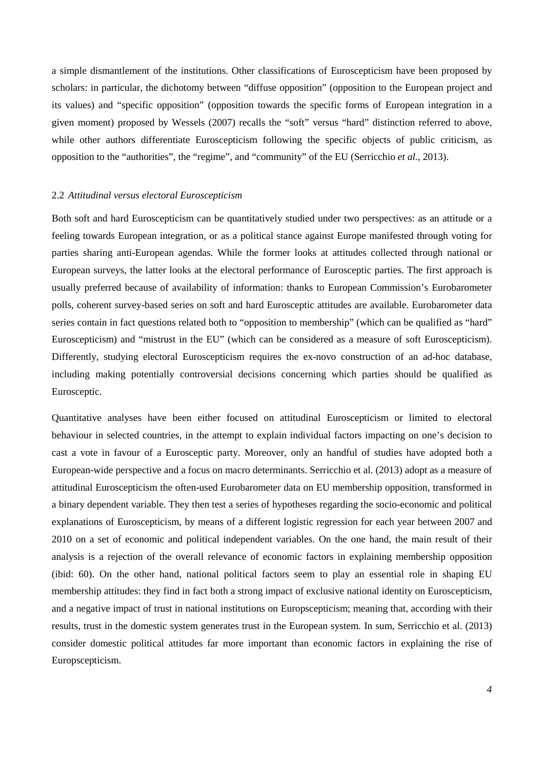a simple dismantlement of the institutions. Other classifications of Euroscepticism have been proposed by scholars: in particular, the dichotomy between "diffuse opposition" (opposition to the European project and its values) and "specific opposition" (opposition towards the specific forms of European integration in a given moment) proposed by Wessels (2007) recalls the "soft" versus "hard" distinction referred to above, while other authors differentiate Euroscepticism following the specific objects of public criticism, as opposition to the "authorities", the "regime", and "community" of the EU (Serricchio *et al.*, 2013).

### 2.2 *Attitudinal versus electoral Euroscepticism*

Both soft and hard Euroscepticism can be quantitatively studied under two perspectives: as an attitude or a feeling towards European integration, or as a political stance against Europe manifested through voting for parties sharing anti-European agendas. While the former looks at attitudes collected through national or European surveys, the latter looks at the electoral performance of Eurosceptic parties. The first approach is usually preferred because of availability of information: thanks to European Commission's Eurobarometer polls, coherent survey-based series on soft and hard Eurosceptic attitudes are available. Eurobarometer data series contain in fact questions related both to "opposition to membership" (which can be qualified as "hard" Euroscepticism) and "mistrust in the EU" (which can be considered as a measure of soft Euroscepticism). Differently, studying electoral Euroscepticism requires the ex-novo construction of an ad-hoc database, including making potentially controversial decisions concerning which parties should be qualified as Eurosceptic.

Quantitative analyses have been either focused on attitudinal Euroscepticism or limited to electoral behaviour in selected countries, in the attempt to explain individual factors impacting on one's decision to cast a vote in favour of a Eurosceptic party. Moreover, only an handful of studies have adopted both a European-wide perspective and a focus on macro determinants. Serricchio et al. (2013) adopt as a measure of attitudinal Euroscepticism the often-used Eurobarometer data on EU membership opposition, transformed in a binary dependent variable. They then test a series of hypotheses regarding the socio-economic and political explanations of Euroscepticism, by means of a different logistic regression for each year between 2007 and 2010 on a set of economic and political independent variables. On the one hand, the main result of their analysis is a rejection of the overall relevance of economic factors in explaining membership opposition (ibid: 60). On the other hand, national political factors seem to play an essential role in shaping EU membership attitudes: they find in fact both a strong impact of exclusive national identity on Euroscepticism, and a negative impact of trust in national institutions on Europscepticism; meaning that, according with their results, trust in the domestic system generates trust in the European system. In sum, Serricchio et al. (2013) consider domestic political attitudes far more important than economic factors in explaining the rise of Europscepticism.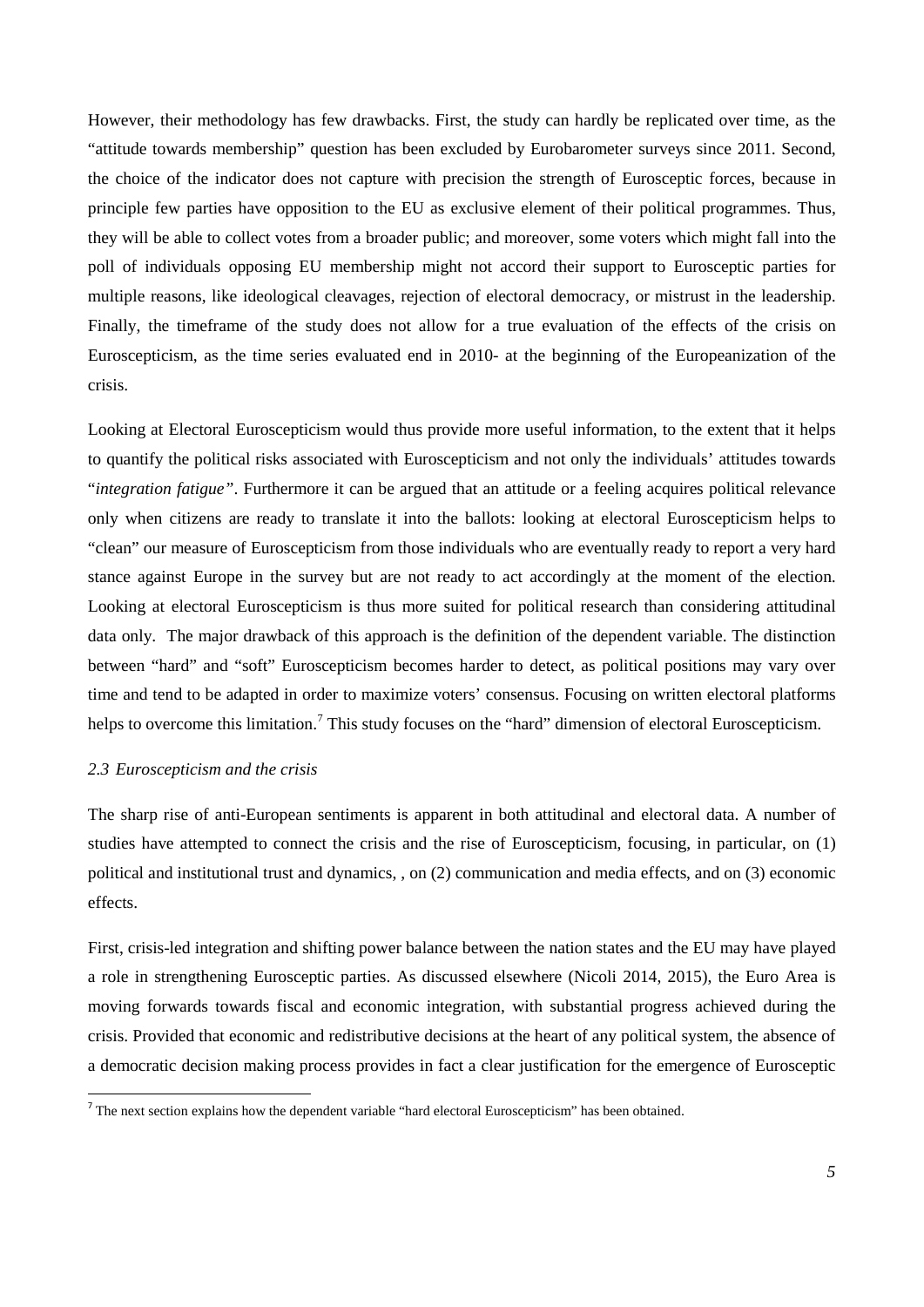However, their methodology has few drawbacks. First, the study can hardly be replicated over time, as the "attitude towards membership" question has been excluded by Eurobarometer surveys since 2011. Second, the choice of the indicator does not capture with precision the strength of Eurosceptic forces, because in principle few parties have opposition to the EU as exclusive element of their political programmes. Thus, they will be able to collect votes from a broader public; and moreover, some voters which might fall into the poll of individuals opposing EU membership might not accord their support to Eurosceptic parties for multiple reasons, like ideological cleavages, rejection of electoral democracy, or mistrust in the leadership. Finally, the timeframe of the study does not allow for a true evaluation of the effects of the crisis on Euroscepticism, as the time series evaluated end in 2010- at the beginning of the Europeanization of the crisis.

Looking at Electoral Euroscepticism would thus provide more useful information, to the extent that it helps to quantify the political risks associated with Euroscepticism and not only the individuals' attitudes towards "*integration fatigue*". Furthermore it can be argued that an attitude or a feeling acquires political relevance only when citizens are ready to translate it into the ballots: looking at electoral Euroscepticism helps to "clean" our measure of Euroscepticism from those individuals who are eventually ready to report a very hard stance against Europe in the survey but are not ready to act accordingly at the moment of the election. Looking at electoral Euroscepticism is thus more suited for political research than considering attitudinal data only. The major drawback of this approach is the definition of the dependent variable. The distinction between "hard" and "soft" Euroscepticism becomes harder to detect, as political positions may vary over time and tend to be adapted in order to maximize voters' consensus. Focusing on written electoral platforms helps to overcome this limitation.[7] This study focuses on the "hard" dimension of electoral Euroscepticism.

### *2.3 Euroscepticism and the crisis*

The sharp rise of anti-European sentiments is apparent in both attitudinal and electoral data. A number of studies have attempted to connect the crisis and the rise of Euroscepticism, focusing, in particular, on (1) political and institutional trust and dynamics, , on (2) communication and media effects, and on (3) economic effects.

First, crisis-led integration and shifting power balance between the nation states and the EU may have played a role in strengthening Eurosceptic parties. As discussed elsewhere (Nicoli 2014, 2015), the Euro Area is moving forwards towards fiscal and economic integration, with substantial progress achieved during the crisis. Provided that economic and redistributive decisions at the heart of any political system, the absence of a democratic decision making process provides in fact a clear justification for the emergence of Eurosceptic

---

[7] The next section explains how the dependent variable "hard electoral Euroscepticism" has been obtained.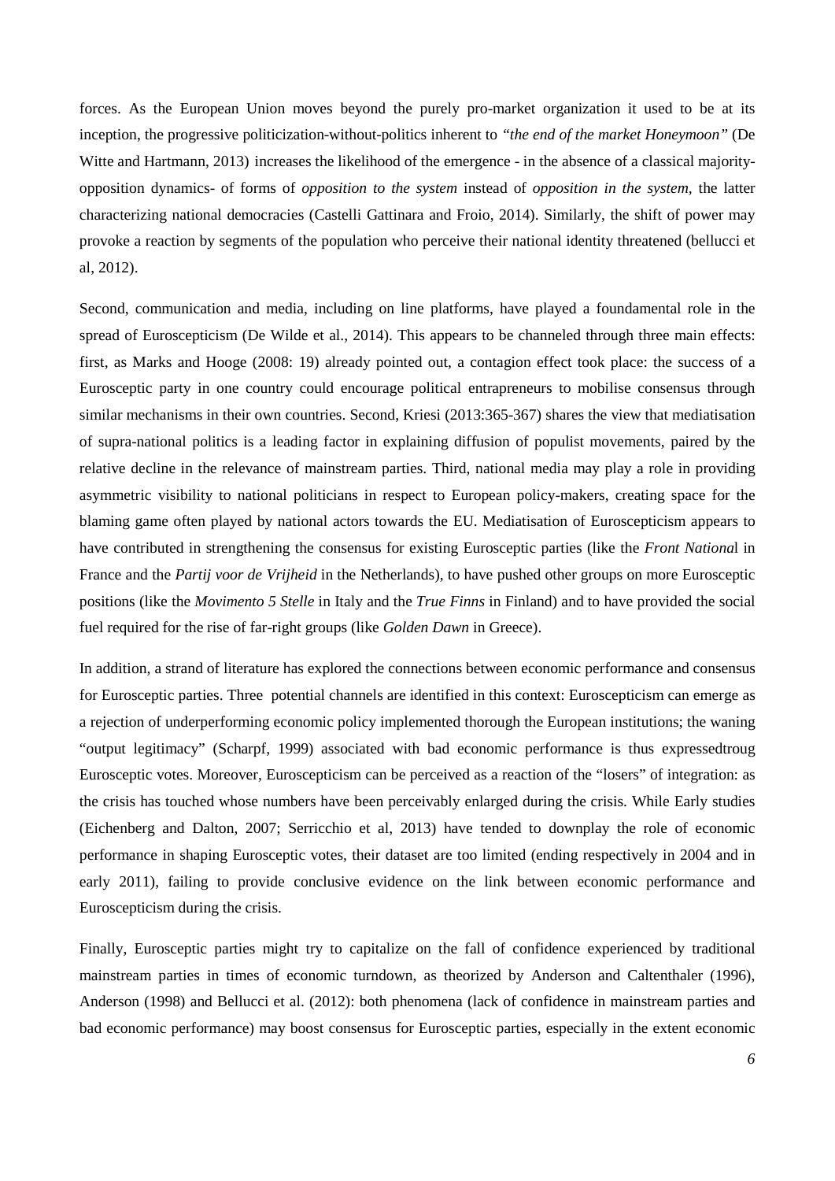forces. As the European Union moves beyond the purely pro-market organization it used to be at its inception, the progressive politicization-without-politics inherent to *"the end of the market Honeymoon"* (De Witte and Hartmann, 2013) increases the likelihood of the emergence - in the absence of a classical majority-opposition dynamics- of forms of *opposition to the system* instead of *opposition in the system*, the latter characterizing national democracies (Castelli Gattinara and Froio, 2014). Similarly, the shift of power may provoke a reaction by segments of the population who perceive their national identity threatened (bellucci et al, 2012).

Second, communication and media, including on line platforms, have played a foundamental role in the spread of Euroscepticism (De Wilde et al., 2014). This appears to be channeled through three main effects: first, as Marks and Hooge (2008: 19) already pointed out, a contagion effect took place: the success of a Eurosceptic party in one country could encourage political entrepreneurs to mobilise consensus through similar mechanisms in their own countries. Second, Kriesi (2013:365-367) shares the view that mediatisation of supra-national politics is a leading factor in explaining diffusion of populist movements, paired by the relative decline in the relevance of mainstream parties. Third, national media may play a role in providing asymmetric visibility to national politicians in respect to European policy-makers, creating space for the blaming game often played by national actors towards the EU. Mediatisation of Euroscepticism appears to have contributed in strengthening the consensus for existing Eurosceptic parties (like the *Front Nationa*l in France and the *Partij voor de Vrijheid* in the Netherlands), to have pushed other groups on more Eurosceptic positions (like the *Movimento 5 Stelle* in Italy and the *True Finns* in Finland) and to have provided the social fuel required for the rise of far-right groups (like *Golden Dawn* in Greece).

In addition, a strand of literature has explored the connections between economic performance and consensus for Eurosceptic parties. Three potential channels are identified in this context: Euroscepticism can emerge as a rejection of underperforming economic policy implemented thorough the European institutions; the waning "output legitimacy" (Scharpf, 1999) associated with bad economic performance is thus expressedtroug Eurosceptic votes. Moreover, Euroscepticism can be perceived as a reaction of the "losers" of integration: as the crisis has touched whose numbers have been perceivably enlarged during the crisis. While Early studies (Eichenberg and Dalton, 2007; Serricchio et al, 2013) have tended to downplay the role of economic performance in shaping Eurosceptic votes, their dataset are too limited (ending respectively in 2004 and in early 2011), failing to provide conclusive evidence on the link between economic performance and Euroscepticism during the crisis.

Finally, Eurosceptic parties might try to capitalize on the fall of confidence experienced by traditional mainstream parties in times of economic turndown, as theorized by Anderson and Caltenthaler (1996), Anderson (1998) and Bellucci et al. (2012): both phenomena (lack of confidence in mainstream parties and bad economic performance) may boost consensus for Eurosceptic parties, especially in the extent economic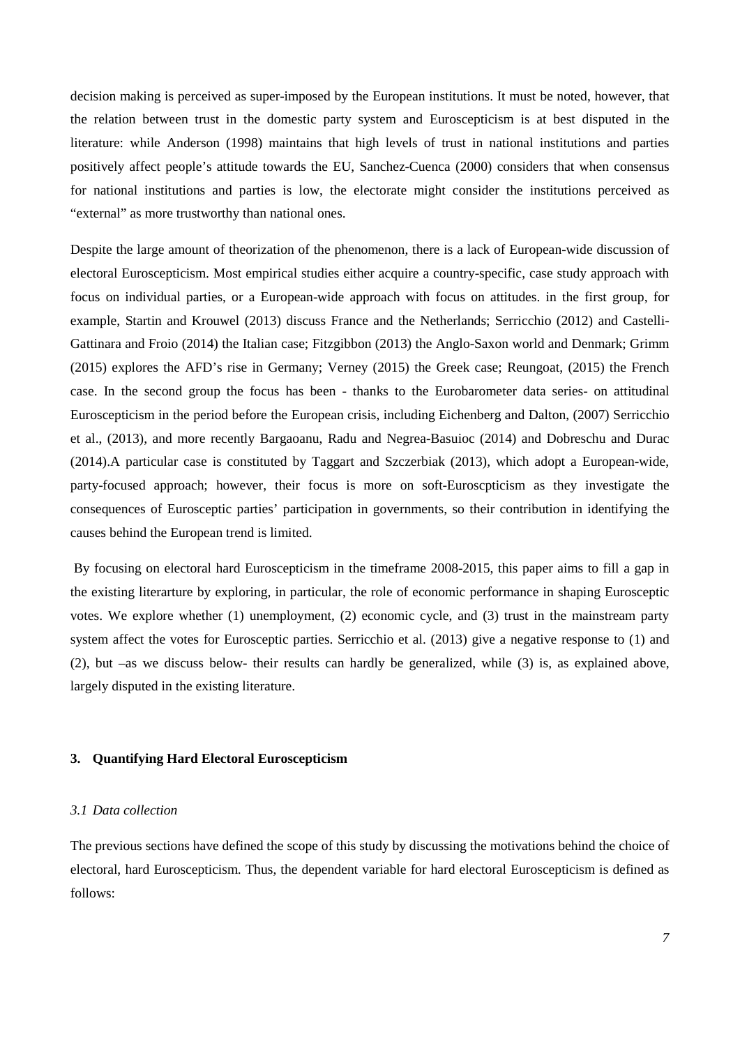decision making is perceived as super-imposed by the European institutions. It must be noted, however, that the relation between trust in the domestic party system and Euroscepticism is at best disputed in the literature: while Anderson (1998) maintains that high levels of trust in national institutions and parties positively affect people's attitude towards the EU, Sanchez-Cuenca (2000) considers that when consensus for national institutions and parties is low, the electorate might consider the institutions perceived as "external" as more trustworthy than national ones.

Despite the large amount of theorization of the phenomenon, there is a lack of European-wide discussion of electoral Euroscepticism. Most empirical studies either acquire a country-specific, case study approach with focus on individual parties, or a European-wide approach with focus on attitudes. in the first group, for example, Startin and Krouwel (2013) discuss France and the Netherlands; Serricchio (2012) and Castelli-Gattinara and Froio (2014) the Italian case; Fitzgibbon (2013) the Anglo-Saxon world and Denmark; Grimm (2015) explores the AFD's rise in Germany; Verney (2015) the Greek case; Reungoat, (2015) the French case. In the second group the focus has been - thanks to the Eurobarometer data series- on attitudinal Euroscepticism in the period before the European crisis, including Eichenberg and Dalton, (2007) Serricchio et al., (2013), and more recently Bargaoanu, Radu and Negrea-Basuioc (2014) and Dobreschu and Durac (2014).A particular case is constituted by Taggart and Szczerbiak (2013), which adopt a European-wide, party-focused approach; however, their focus is more on soft-Euroscpticism as they investigate the consequences of Eurosceptic parties' participation in governments, so their contribution in identifying the causes behind the European trend is limited.

By focusing on electoral hard Euroscepticism in the timeframe 2008-2015, this paper aims to fill a gap in the existing literarture by exploring, in particular, the role of economic performance in shaping Eurosceptic votes. We explore whether (1) unemployment, (2) economic cycle, and (3) trust in the mainstream party system affect the votes for Eurosceptic parties. Serricchio et al. (2013) give a negative response to (1) and (2), but –as we discuss below- their results can hardly be generalized, while (3) is, as explained above, largely disputed in the existing literature.

## 3. Quantifying Hard Electoral Euroscepticism

### *3.1 Data collection*

The previous sections have defined the scope of this study by discussing the motivations behind the choice of electoral, hard Euroscepticism. Thus, the dependent variable for hard electoral Euroscepticism is defined as follows: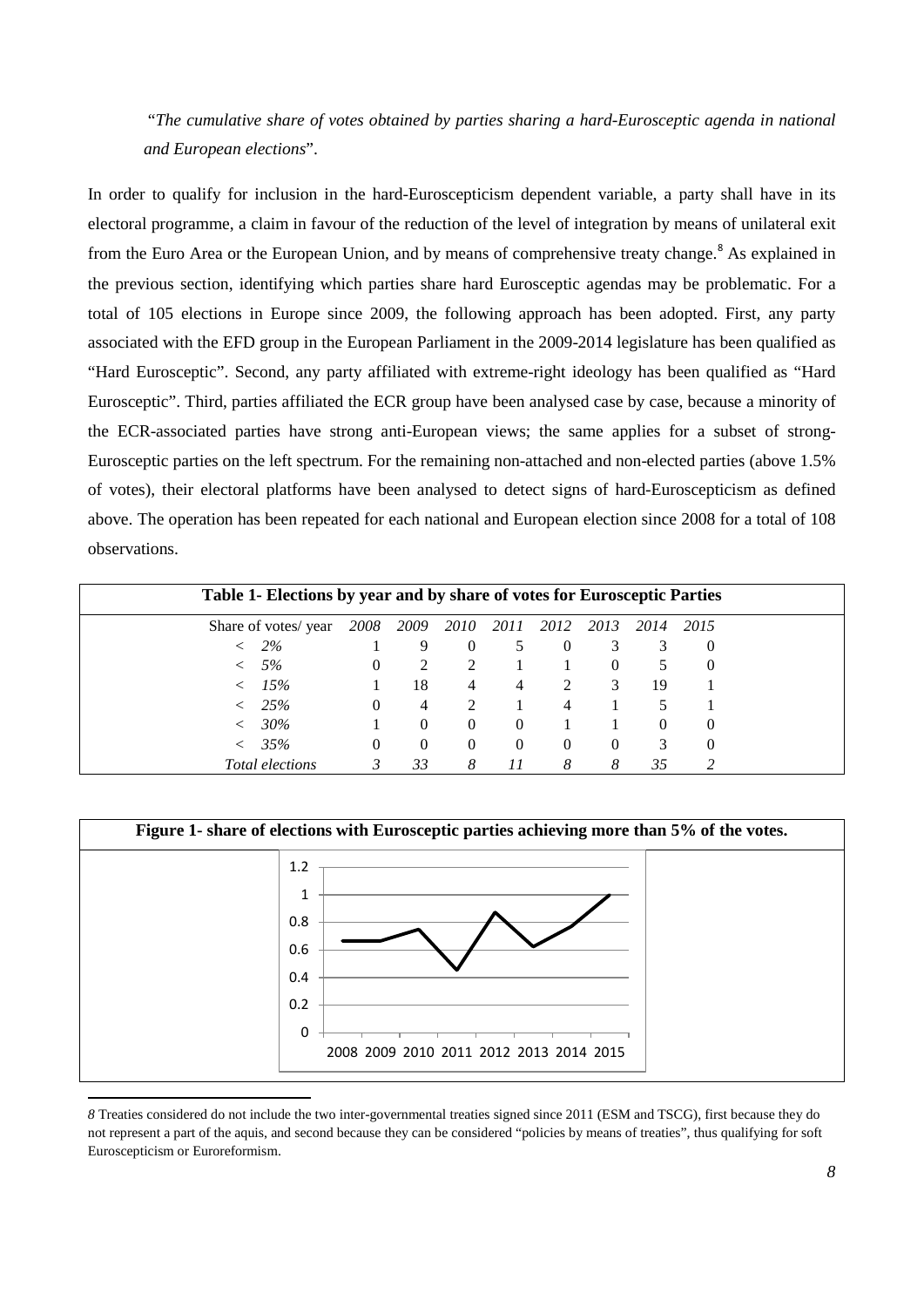"*The cumulative share of votes obtained by parties sharing a hard-Eurosceptic agenda in national and European elections*".

In order to qualify for inclusion in the hard-Euroscepticism dependent variable, a party shall have in its electoral programme, a claim in favour of the reduction of the level of integration by means of unilateral exit from the Euro Area or the European Union, and by means of comprehensive treaty change.[8] As explained in the previous section, identifying which parties share hard Eurosceptic agendas may be problematic. For a total of 105 elections in Europe since 2009, the following approach has been adopted. First, any party associated with the EFD group in the European Parliament in the 2009-2014 legislature has been qualified as "Hard Eurosceptic". Second, any party affiliated with extreme-right ideology has been qualified as "Hard Eurosceptic". Third, parties affiliated the ECR group have been analysed case by case, because a minority of the ECR-associated parties have strong anti-European views; the same applies for a subset of strong-Eurosceptic parties on the left spectrum. For the remaining non-attached and non-elected parties (above 1.5% of votes), their electoral platforms have been analysed to detect signs of hard-Euroscepticism as defined above. The operation has been repeated for each national and European election since 2008 for a total of 108 observations.

**Table 1- Elections by year and by share of votes for Eurosceptic Parties**

| Share of votes/ year | *2008* | *2009* | *2010* | *2011* | *2012* | *2013* | *2014* | *2015* |
|---|---|---|---|---|---|---|---|---|
| < *2%* | 1 | 9 | 0 | 5 | 0 | 3 | 3 | 0 |
| < *5%* | 0 | 2 | 2 | 1 | 1 | 0 | 5 | 0 |
| < *15%* | 1 | 18 | 4 | 4 | 2 | 3 | 19 | 1 |
| < *25%* | 0 | 4 | 2 | 1 | 4 | 1 | 5 | 1 |
| < *30%* | 1 | 0 | 0 | 0 | 1 | 1 | 0 | 0 |
| < *35%* | 0 | 0 | 0 | 0 | 0 | 0 | 3 | 0 |
| *Total elections* | *3* | *33* | *8* | *11* | *8* | *8* | *35* | *2* |

**Figure 1- share of elections with Eurosceptic parties achieving more than 5% of the votes.**

| Year | 2008 | 2009 | 2010 | 2011 | 2012 | 2013 | 2014 | 2015 |
|---|---|---|---|---|---|---|---|---|
| Share | 0.67 | 0.67 | 0.75 | 0.45 | 0.88 | 0.63 | 0.77 | 1 |

[8] Treaties considered do not include the two inter-governmental treaties signed since 2011 (ESM and TSCG), first because they do not represent a part of the aquis, and second because they can be considered "policies by means of treaties", thus qualifying for soft Euroscepticism or Euroreformism.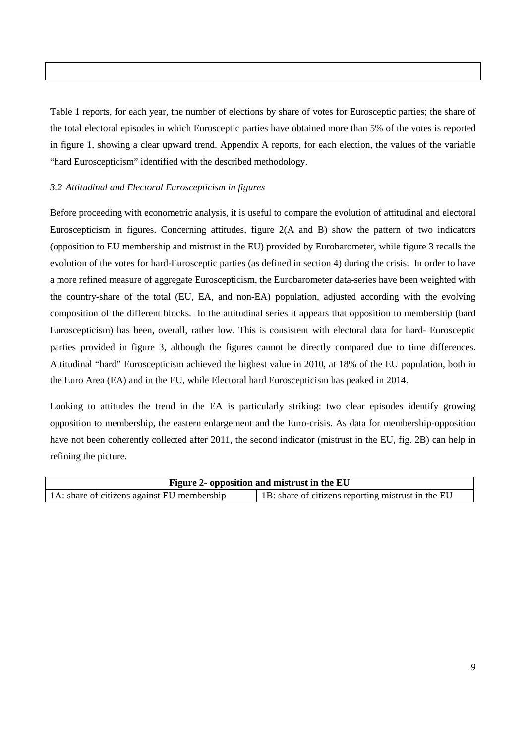Table 1 reports, for each year, the number of elections by share of votes for Eurosceptic parties; the share of the total electoral episodes in which Eurosceptic parties have obtained more than 5% of the votes is reported in figure 1, showing a clear upward trend. Appendix A reports, for each election, the values of the variable "hard Euroscepticism" identified with the described methodology.

### *3.2 Attitudinal and Electoral Euroscepticism in figures*

Before proceeding with econometric analysis, it is useful to compare the evolution of attitudinal and electoral Euroscepticism in figures. Concerning attitudes, figure 2(A and B) show the pattern of two indicators (opposition to EU membership and mistrust in the EU) provided by Eurobarometer, while figure 3 recalls the evolution of the votes for hard-Eurosceptic parties (as defined in section 4) during the crisis. In order to have a more refined measure of aggregate Euroscepticism, the Eurobarometer data-series have been weighted with the country-share of the total (EU, EA, and non-EA) population, adjusted according with the evolving composition of the different blocks. In the attitudinal series it appears that opposition to membership (hard Euroscepticism) has been, overall, rather low. This is consistent with electoral data for hard- Eurosceptic parties provided in figure 3, although the figures cannot be directly compared due to time differences. Attitudinal "hard" Euroscepticism achieved the highest value in 2010, at 18% of the EU population, both in the Euro Area (EA) and in the EU, while Electoral hard Euroscepticism has peaked in 2014.

Looking to attitudes the trend in the EA is particularly striking: two clear episodes identify growing opposition to membership, the eastern enlargement and the Euro-crisis. As data for membership-opposition have not been coherently collected after 2011, the second indicator (mistrust in the EU, fig. 2B) can help in refining the picture.

| **Figure 2- opposition and mistrust in the EU** | |
|---|---|
| 1A: share of citizens against EU membership | 1B: share of citizens reporting mistrust in the EU |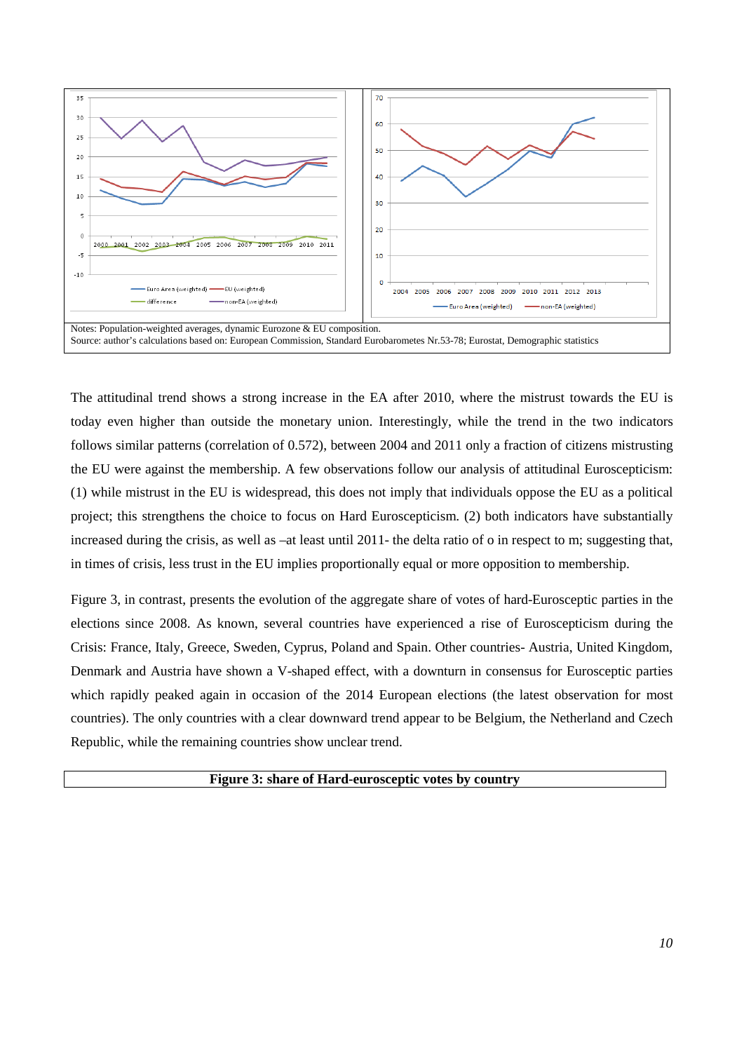Notes: Population-weighted averages, dynamic Eurozone & EU composition.
Source: author's calculations based on: European Commission, Standard Eurobarometes Nr.53-78; Eurostat, Demographic statistics

The attitudinal trend shows a strong increase in the EA after 2010, where the mistrust towards the EU is today even higher than outside the monetary union. Interestingly, while the trend in the two indicators follows similar patterns (correlation of 0.572), between 2004 and 2011 only a fraction of citizens mistrusting the EU were against the membership. A few observations follow our analysis of attitudinal Euroscepticism: (1) while mistrust in the EU is widespread, this does not imply that individuals oppose the EU as a political project; this strengthens the choice to focus on Hard Euroscepticism. (2) both indicators have substantially increased during the crisis, as well as –at least until 2011- the delta ratio of o in respect to m; suggesting that, in times of crisis, less trust in the EU implies proportionally equal or more opposition to membership.

Figure 3, in contrast, presents the evolution of the aggregate share of votes of hard-Eurosceptic parties in the elections since 2008. As known, several countries have experienced a rise of Euroscepticism during the Crisis: France, Italy, Greece, Sweden, Cyprus, Poland and Spain. Other countries- Austria, United Kingdom, Denmark and Austria have shown a V-shaped effect, with a downturn in consensus for Eurosceptic parties which rapidly peaked again in occasion of the 2014 European elections (the latest observation for most countries). The only countries with a clear downward trend appear to be Belgium, the Netherland and Czech Republic, while the remaining countries show unclear trend.

**Figure 3: share of Hard-eurosceptic votes by country**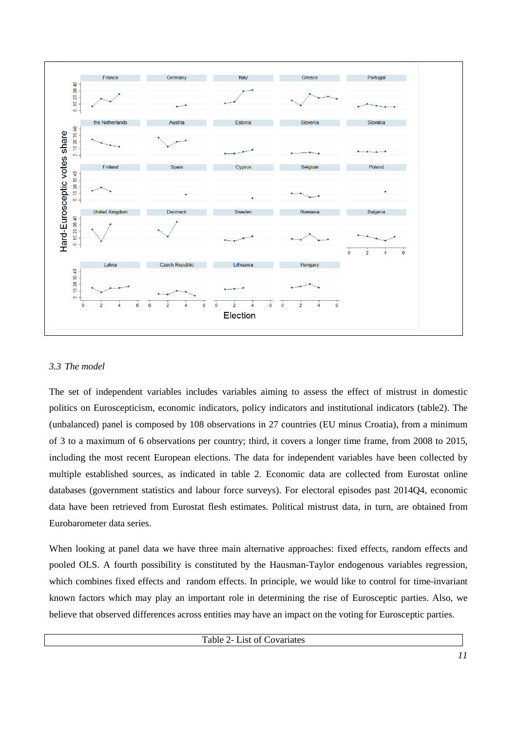### 3.3 The model

The set of independent variables includes variables aiming to assess the effect of mistrust in domestic politics on Euroscepticism, economic indicators, policy indicators and institutional indicators (table2). The (unbalanced) panel is composed by 108 observations in 27 countries (EU minus Croatia), from a minimum of 3 to a maximum of 6 observations per country; third, it covers a longer time frame, from 2008 to 2015, including the most recent European elections. The data for independent variables have been collected by multiple established sources, as indicated in table 2. Economic data are collected from Eurostat online databases (government statistics and labour force surveys). For electoral episodes past 2014Q4, economic data have been retrieved from Eurostat flesh estimates. Political mistrust data, in turn, are obtained from Eurobarometer data series.

When looking at panel data we have three main alternative approaches: fixed effects, random effects and pooled OLS. A fourth possibility is constituted by the Hausman-Taylor endogenous variables regression, which combines fixed effects and random effects. In principle, we would like to control for time-invariant known factors which may play an important role in determining the rise of Eurosceptic parties. Also, we believe that observed differences across entities may have an impact on the voting for Eurosceptic parties.

Table 2- List of Covariates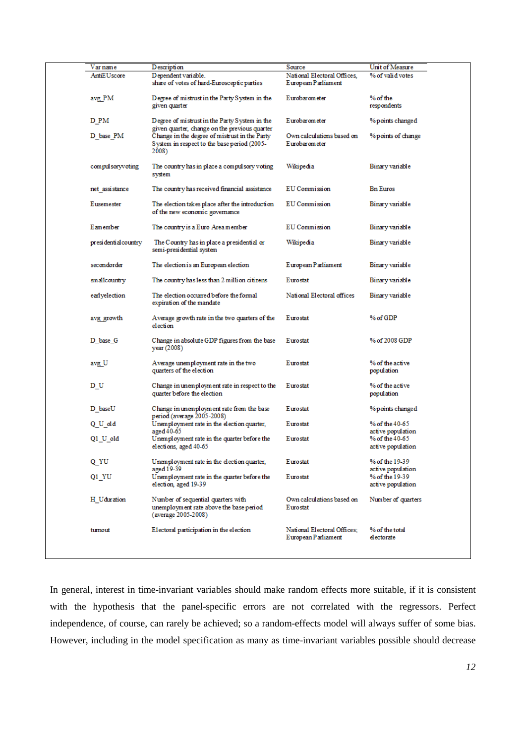| Var name | Description | Source | Unit of Measure |
|---|---|---|---|
| AntiEUscore | Dependent variable. share of votes of hard-Eurosceptic parties | National Electoral Offices, European Parliament | % of valid votes |
| avg_PM | Degree of mistrust in the Party System in the given quarter | Eurobarometer | % of the respondents |
| D_PM | Degree of mistrust in the Party System in the given quarter, change on the previous quarter | Eurobarometer | % points changed |
| D_base_PM | Change in the degree of mistrust in the Party System in respect to the base period (2005-2008) | Own calculations based on Eurobarometer | % points of change |
| compulsoryvoting | The country has in place a compulsory voting system | Wikipedia | Binary variable |
| net_assistance | The country has received financial assistance | EU Commission | Bn Euros |
| Eusemester | The election takes place after the introduction of the new economic governance | EU Commission | Binary variable |
| Eamember | The country is a Euro Area member | EU Commission | Binary variable |
| presidentialcountry | The Country has in place a presidential or semi-presidential system | Wikipedia | Binary variable |
| secondorder | The election is an European election | European Parliament | Binary variable |
| smallcountry | The country has less than 2 million citizens | Eurostat | Binary variable |
| earlyelection | The election occurred before the formal expiration of the mandate | National Electoral offices | Binary variable |
| avg_growth | Average growth rate in the two quarters of the election | Eurostat | % of GDP |
| D_base_G | Change in absolute GDP figures from the base year (2008) | Eurostat | % of 2008 GDP |
| avg_U | Average unemployment rate in the two quarters of the election | Eurostat | % of the active population |
| D_U | Change in unemployment rate in respect to the quarter before the election | Eurostat | % of the active population |
| D_baseU | Change in unemployment rate from the base period (average 2005-2008) | Eurostat | % points changed |
| Q_U_old | Unemployment rate in the election quarter, aged 40-65 | Eurostat | % of the 40-65 active population |
| Q1_U_old | Unemployment rate in the quarter before the elections, aged 40-65 | Eurostat | % of the 40-65 active population |
| Q_YU | Unemployment rate in the election quarter, aged 19-39 | Eurostat | % of the 19-39 active population |
| Q1_YU | Unemployment rate in the quarter before the election, aged 19-39 | Eurostat | % of the 19-39 active population |
| H_Uduration | Number of sequential quarters with unemployment rate above the base period (average 2005-2008) | Own calculations based on Eurostat | Number of quarters |
| turnout | Electoral participation in the election | National Electoral Offices; European Parliament | % of the total electorate |

In general, interest in time-invariant variables should make random effects more suitable, if it is consistent with the hypothesis that the panel-specific errors are not correlated with the regressors. Perfect independence, of course, can rarely be achieved; so a random-effects model will always suffer of some bias. However, including in the model specification as many as time-invariant variables possible should decrease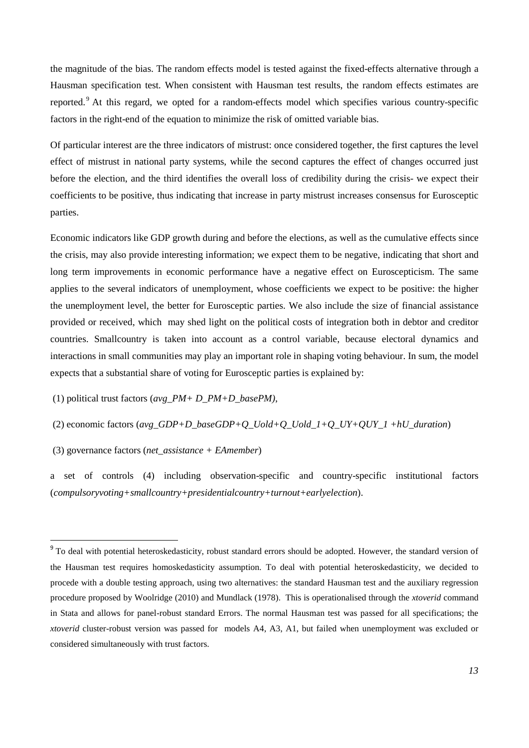the magnitude of the bias. The random effects model is tested against the fixed-effects alternative through a Hausman specification test. When consistent with Hausman test results, the random effects estimates are reported.[9] At this regard, we opted for a random-effects model which specifies various country-specific factors in the right-end of the equation to minimize the risk of omitted variable bias.

Of particular interest are the three indicators of mistrust: once considered together, the first captures the level effect of mistrust in national party systems, while the second captures the effect of changes occurred just before the election, and the third identifies the overall loss of credibility during the crisis- we expect their coefficients to be positive, thus indicating that increase in party mistrust increases consensus for Eurosceptic parties.

Economic indicators like GDP growth during and before the elections, as well as the cumulative effects since the crisis, may also provide interesting information; we expect them to be negative, indicating that short and long term improvements in economic performance have a negative effect on Euroscepticism. The same applies to the several indicators of unemployment, whose coefficients we expect to be positive: the higher the unemployment level, the better for Eurosceptic parties. We also include the size of financial assistance provided or received, which may shed light on the political costs of integration both in debtor and creditor countries. Smallcountry is taken into account as a control variable, because electoral dynamics and interactions in small communities may play an important role in shaping voting behaviour. In sum, the model expects that a substantial share of voting for Eurosceptic parties is explained by:

(1) political trust factors (*avg_PM+ D_PM+D_basePM)*,

(2) economic factors (*avg_GDP+D_baseGDP+Q_Uold+Q_Uold_1+Q_UY+QUY_1 +hU_duration*)

(3) governance factors (*net_assistance + EAmember*)

a set of controls (4) including observation-specific and country-specific institutional factors (*compulsoryvoting+smallcountry+presidentialcountry+turnout+earlyelection*).

---

[9] To deal with potential heteroskedasticity, robust standard errors should be adopted. However, the standard version of the Hausman test requires homoskedasticity assumption. To deal with potential heteroskedasticity, we decided to procede with a double testing approach, using two alternatives: the standard Hausman test and the auxiliary regression procedure proposed by Woolridge (2010) and Mundlack (1978). This is operationalised through the *xtoverid* command in Stata and allows for panel-robust standard Errors. The normal Hausman test was passed for all specifications; the *xtoverid* cluster-robust version was passed for models A4, A3, A1, but failed when unemployment was excluded or considered simultaneously with trust factors.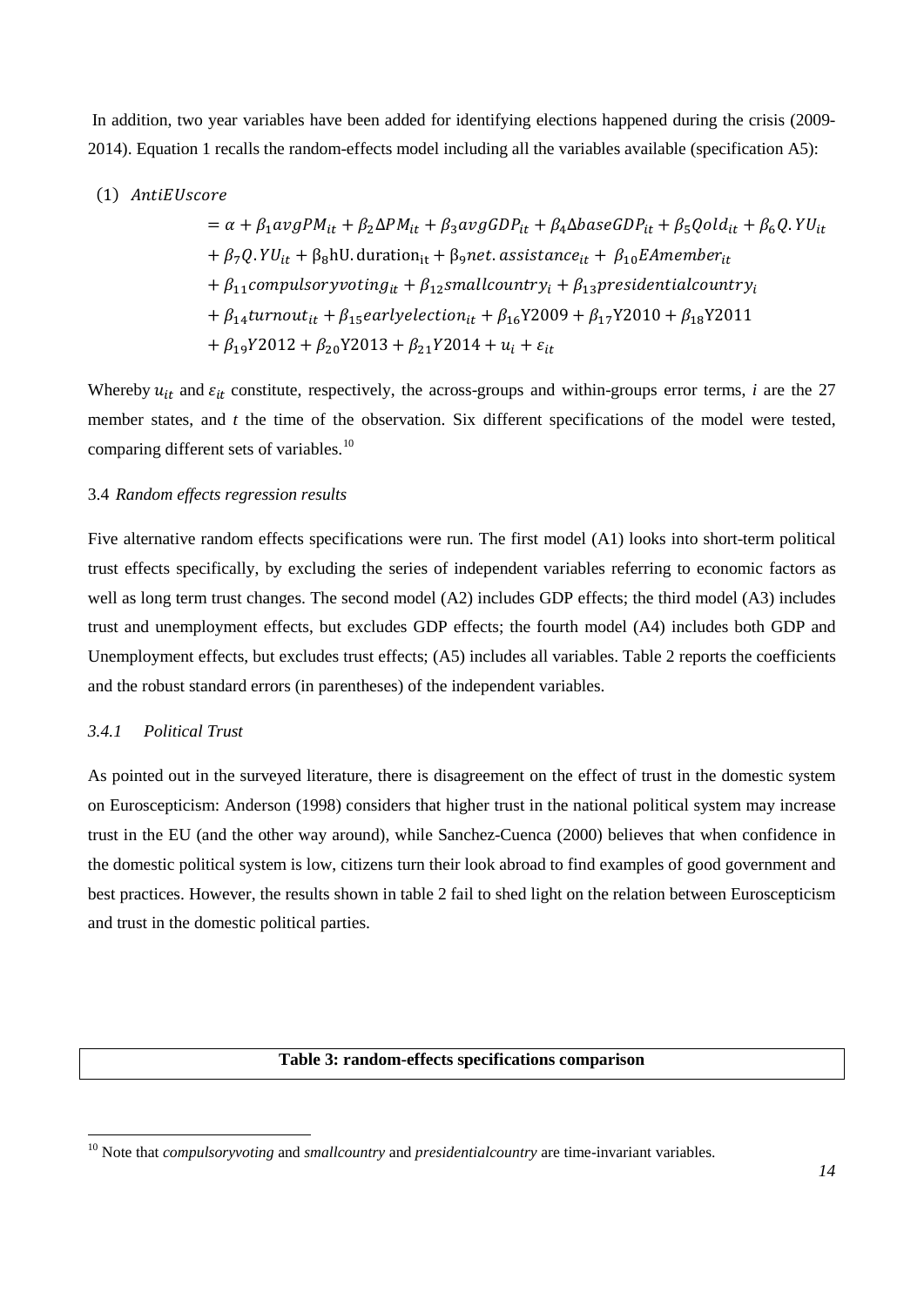In addition, two year variables have been added for identifying elections happened during the crisis (2009-2014). Equation 1 recalls the random-effects model including all the variables available (specification A5):

$$
\begin{aligned}
(1)\ AntiEUscore &= \alpha + \beta_1 avgPM_{it} + \beta_2 \Delta PM_{it} + \beta_3 avgGDP_{it} + \beta_4 \Delta baseGDP_{it} + \beta_5 Qold_{it} + \beta_6 Q.YU_{it} \\
&+ \beta_7 Q.YU_{it} + \beta_8 \mathrm{hU.duration}_{it} + \beta_9 net.assistance_{it} + \beta_{10} EAmember_{it} \\
&+ \beta_{11} compulsoryvoting_{it} + \beta_{12} smallcountry_i + \beta_{13} presidentialcountry_i \\
&+ \beta_{14} turnout_{it} + \beta_{15} earlyelection_{it} + \beta_{16} \mathrm{Y2009} + \beta_{17} \mathrm{Y2010} + \beta_{18} \mathrm{Y2011} \\
&+ \beta_{19} Y2012 + \beta_{20} \mathrm{Y2013} + \beta_{21} Y2014 + u_i + \varepsilon_{it}
\end{aligned}
$$

Whereby $u_{it}$ and $\varepsilon_{it}$ constitute, respectively, the across-groups and within-groups error terms, *i* are the 27 member states, and *t* the time of the observation. Six different specifications of the model were tested, comparing different sets of variables.[10]

### 3.4 *Random effects regression results*

Five alternative random effects specifications were run. The first model (A1) looks into short-term political trust effects specifically, by excluding the series of independent variables referring to economic factors as well as long term trust changes. The second model (A2) includes GDP effects; the third model (A3) includes trust and unemployment effects, but excludes GDP effects; the fourth model (A4) includes both GDP and Unemployment effects, but excludes trust effects; (A5) includes all variables. Table 2 reports the coefficients and the robust standard errors (in parentheses) of the independent variables.

#### *3.4.1 Political Trust*

As pointed out in the surveyed literature, there is disagreement on the effect of trust in the domestic system on Euroscepticism: Anderson (1998) considers that higher trust in the national political system may increase trust in the EU (and the other way around), while Sanchez-Cuenca (2000) believes that when confidence in the domestic political system is low, citizens turn their look abroad to find examples of good government and best practices. However, the results shown in table 2 fail to shed light on the relation between Euroscepticism and trust in the domestic political parties.

**Table 3: random-effects specifications comparison**

[10] Note that *compulsoryvoting* and *smallcountry* and *presidentialcountry* are time-invariant variables.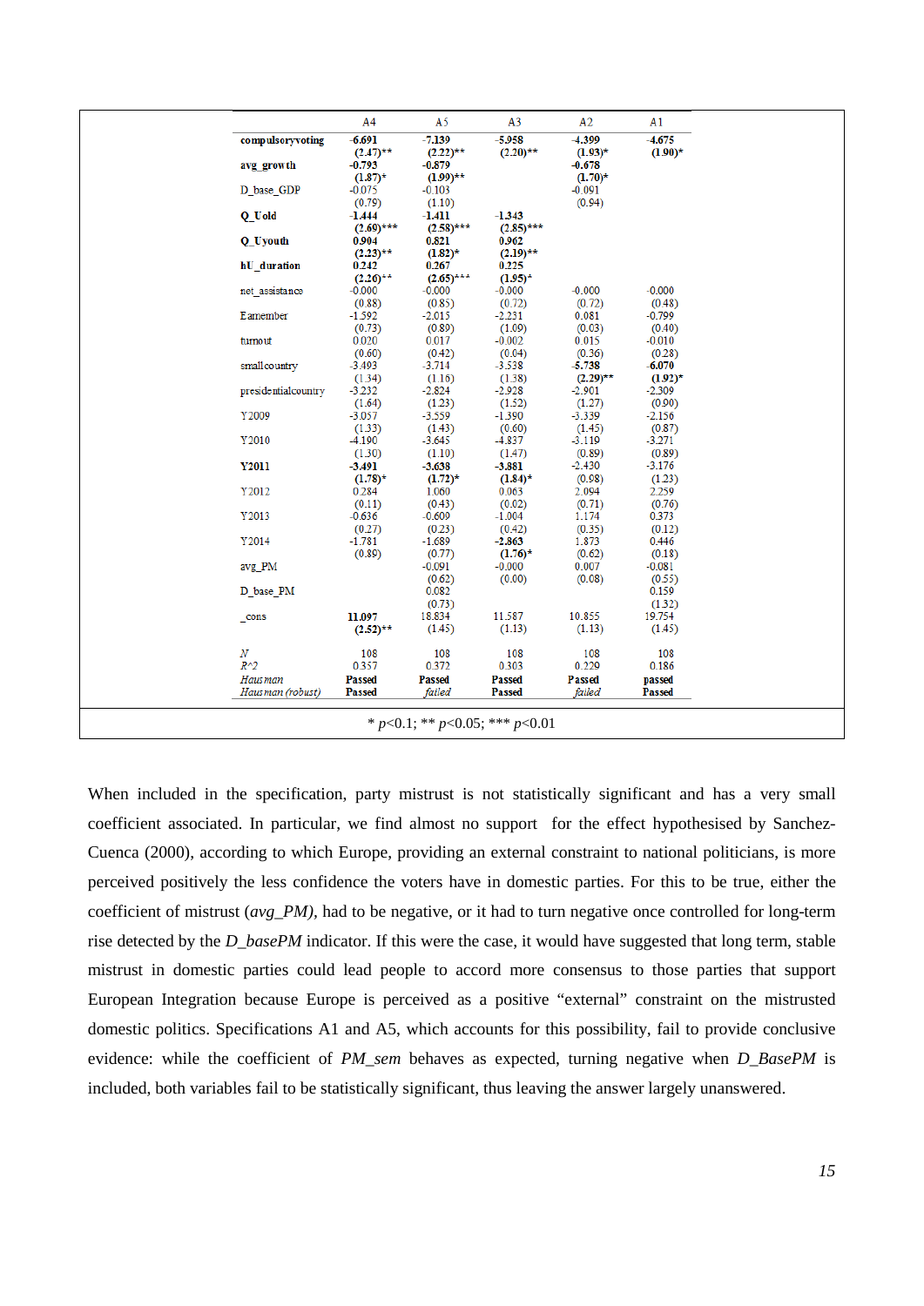| | A4 | A5 | A3 | A2 | A1 |
|---|---|---|---|---|---|
| **compulsoryvoting** | **-6.691** | **-7.139** | **-5.958** | **-4.399** | **-4.675** |
| | **(2.47)**** | **(2.22)**** | (2.20)** | **(1.93)*** | **(1.90)*** |
| **avg_growth** | **-0.793** | **-0.879** | | **-0.678** | |
| | **(1.87)*** | **(1.99)**** | | **(1.70)*** | |
| D_base_GDP | -0.075 | -0.103 | | -0.091 | |
| | (0.79) | (1.10) | | (0.94) | |
| **Q_Uold** | **-1.444** | **-1.411** | **-1.343** | | |
| | **(2.60)***** | **(2.58)***** | **(2.85)***** | | |
| **Q_Uyouth** | **0.904** | **0.821** | **0.962** | | |
| | **(2.23)**** | **(1.82)*** | **(2.19)**** | | |
| **hU_duration** | **0.242** | **0.267** | **0.225** | | |
| | **(2.26)**** | **(2.65)***** | **(1.95)*** | | |
| net_assistance | -0.000 | -0.000 | -0.000 | -0.000 | -0.000 |
| | (0.88) | (0.85) | (0.72) | (0.72) | (0.48) |
| Eamember | -1.592 | -2.015 | -2.231 | 0.081 | -0.799 |
| | (0.73) | (0.89) | (1.09) | (0.03) | (0.40) |
| turnout | 0.020 | 0.017 | -0.002 | 0.015 | -0.010 |
| | (0.60) | (0.42) | (0.04) | (0.36) | (0.28) |
| smallcountry | -3.493 | -3.714 | -3.538 | **-5.738** | **-6.070** |
| | (1.34) | (1.16) | (1.38) | **(2.29)**** | **(1.92)*** |
| presidentialcountry | -3.232 | -2.824 | -2.928 | -2.901 | -2.309 |
| | (1.64) | (1.23) | (1.52) | (1.27) | (0.90) |
| Y2009 | -3.057 | -3.559 | -1.390 | -3.339 | -2.156 |
| | (1.33) | (1.43) | (0.60) | (1.45) | (0.87) |
| Y2010 | -4.190 | -3.645 | -4.837 | -3.119 | -3.271 |
| | (1.30) | (1.10) | (1.47) | (0.89) | (0.89) |
| **Y2011** | **-3.491** | **-3.638** | **-3.881** | -2.430 | -3.176 |
| | **(1.78)*** | **(1.72)*** | **(1.84)*** | (0.98) | (1.23) |
| Y2012 | 0.284 | 1.060 | 0.063 | 2.094 | 2.259 |
| | (0.11) | (0.43) | (0.02) | (0.71) | (0.76) |
| Y2013 | -0.636 | -0.609 | -1.004 | 1.174 | 0.373 |
| | (0.27) | (0.23) | (0.42) | (0.35) | (0.12) |
| Y2014 | -1.781 | -1.689 | **-2.863** | 1.873 | 0.446 |
| | (0.89) | (0.77) | **(1.76)*** | (0.62) | (0.18) |
| avg_PM | | -0.091 | -0.000 | 0.007 | -0.081 |
| | | (0.62) | (0.00) | (0.08) | (0.55) |
| D_base_PM | | 0.082 | | | 0.159 |
| | | (0.73) | | | (1.32) |
| _cons | **11.097** | 18.834 | 11.587 | 10.855 | 19.754 |
| | **(2.52)**** | (1.45) | (1.13) | (1.13) | (1.45) |
| *N* | 108 | 108 | 108 | 108 | 108 |
| $R^2$ | 0.357 | 0.372 | 0.303 | 0.229 | 0.186 |
| *Hausman* | **Passed** | **Passed** | **Passed** | **Passed** | **passed** |
| *Hausman (robust)* | **Passed** | *failed* | **Passed** | *failed* | **Passed** |

* $p<0.1$; ** $p<0.05$; *** $p<0.01$

When included in the specification, party mistrust is not statistically significant and has a very small coefficient associated. In particular, we find almost no support for the effect hypothesised by Sanchez-Cuenca (2000), according to which Europe, providing an external constraint to national politicians, is more perceived positively the less confidence the voters have in domestic parties. For this to be true, either the coefficient of mistrust (*avg_PM)*, had to be negative, or it had to turn negative once controlled for long-term rise detected by the *D_basePM* indicator. If this were the case, it would have suggested that long term, stable mistrust in domestic parties could lead people to accord more consensus to those parties that support European Integration because Europe is perceived as a positive "external" constraint on the mistrusted domestic politics. Specifications A1 and A5, which accounts for this possibility, fail to provide conclusive evidence: while the coefficient of *PM_sem* behaves as expected, turning negative when *D_BasePM* is included, both variables fail to be statistically significant, thus leaving the answer largely unanswered.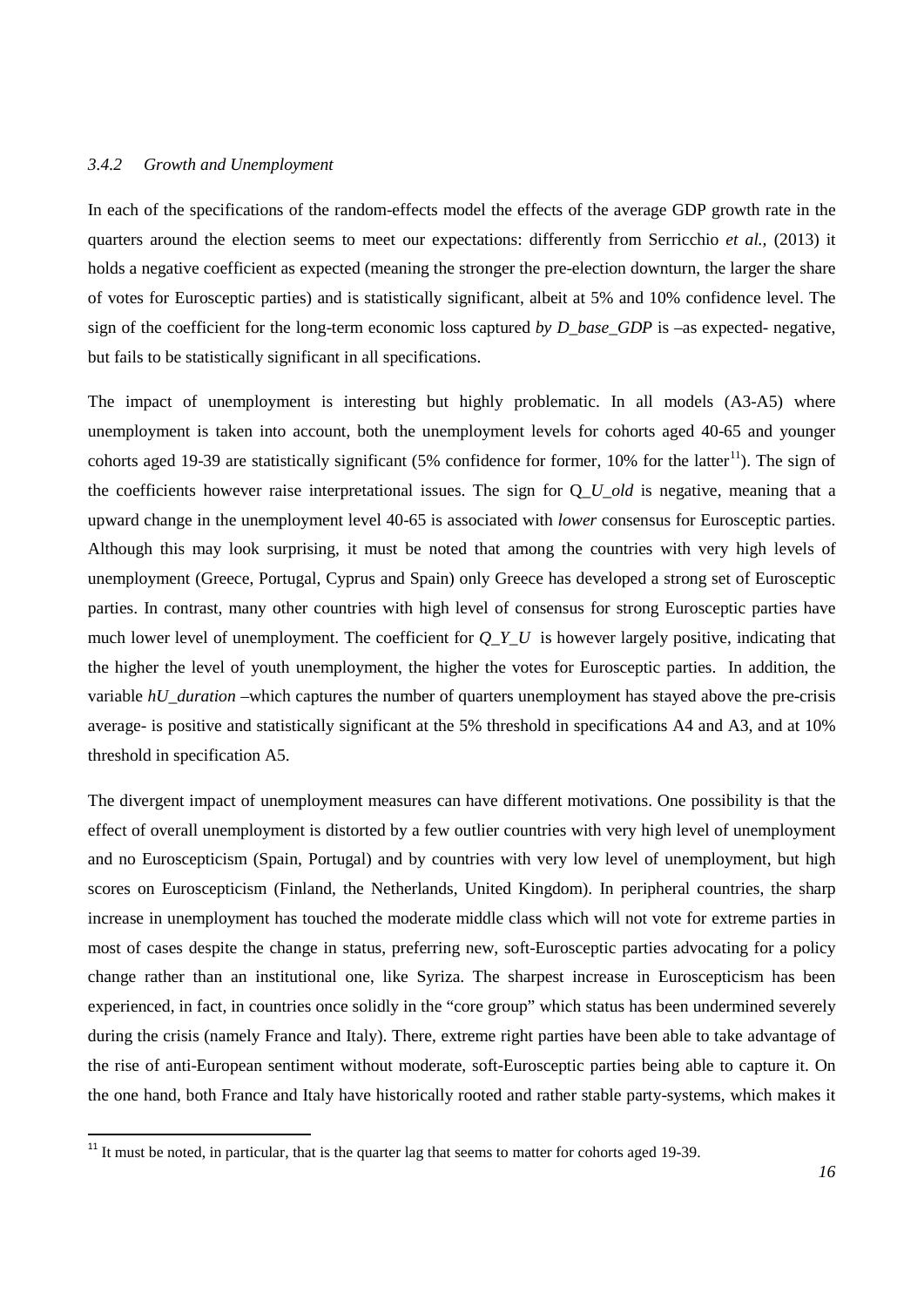### *3.4.2 Growth and Unemployment*

In each of the specifications of the random-effects model the effects of the average GDP growth rate in the quarters around the election seems to meet our expectations: differently from Serricchio *et al.,* (2013) it holds a negative coefficient as expected (meaning the stronger the pre-election downturn, the larger the share of votes for Eurosceptic parties) and is statistically significant, albeit at 5% and 10% confidence level. The sign of the coefficient for the long-term economic loss captured *by D_base_GDP* is –as expected- negative, but fails to be statistically significant in all specifications.

The impact of unemployment is interesting but highly problematic. In all models (A3-A5) where unemployment is taken into account, both the unemployment levels for cohorts aged 40-65 and younger cohorts aged 19-39 are statistically significant (5% confidence for former, 10% for the latter[11]). The sign of the coefficients however raise interpretational issues. The sign for Q_*U_old* is negative, meaning that a upward change in the unemployment level 40-65 is associated with *lower* consensus for Eurosceptic parties. Although this may look surprising, it must be noted that among the countries with very high levels of unemployment (Greece, Portugal, Cyprus and Spain) only Greece has developed a strong set of Eurosceptic parties. In contrast, many other countries with high level of consensus for strong Eurosceptic parties have much lower level of unemployment. The coefficient for *Q_Y_U* is however largely positive, indicating that the higher the level of youth unemployment, the higher the votes for Eurosceptic parties. In addition, the variable *hU_duration* –which captures the number of quarters unemployment has stayed above the pre-crisis average- is positive and statistically significant at the 5% threshold in specifications A4 and A3, and at 10% threshold in specification A5.

The divergent impact of unemployment measures can have different motivations. One possibility is that the effect of overall unemployment is distorted by a few outlier countries with very high level of unemployment and no Euroscepticism (Spain, Portugal) and by countries with very low level of unemployment, but high scores on Euroscepticism (Finland, the Netherlands, United Kingdom). In peripheral countries, the sharp increase in unemployment has touched the moderate middle class which will not vote for extreme parties in most of cases despite the change in status, preferring new, soft-Eurosceptic parties advocating for a policy change rather than an institutional one, like Syriza. The sharpest increase in Euroscepticism has been experienced, in fact, in countries once solidly in the "core group" which status has been undermined severely during the crisis (namely France and Italy). There, extreme right parties have been able to take advantage of the rise of anti-European sentiment without moderate, soft-Eurosceptic parties being able to capture it. On the one hand, both France and Italy have historically rooted and rather stable party-systems, which makes it

[11] It must be noted, in particular, that is the quarter lag that seems to matter for cohorts aged 19-39.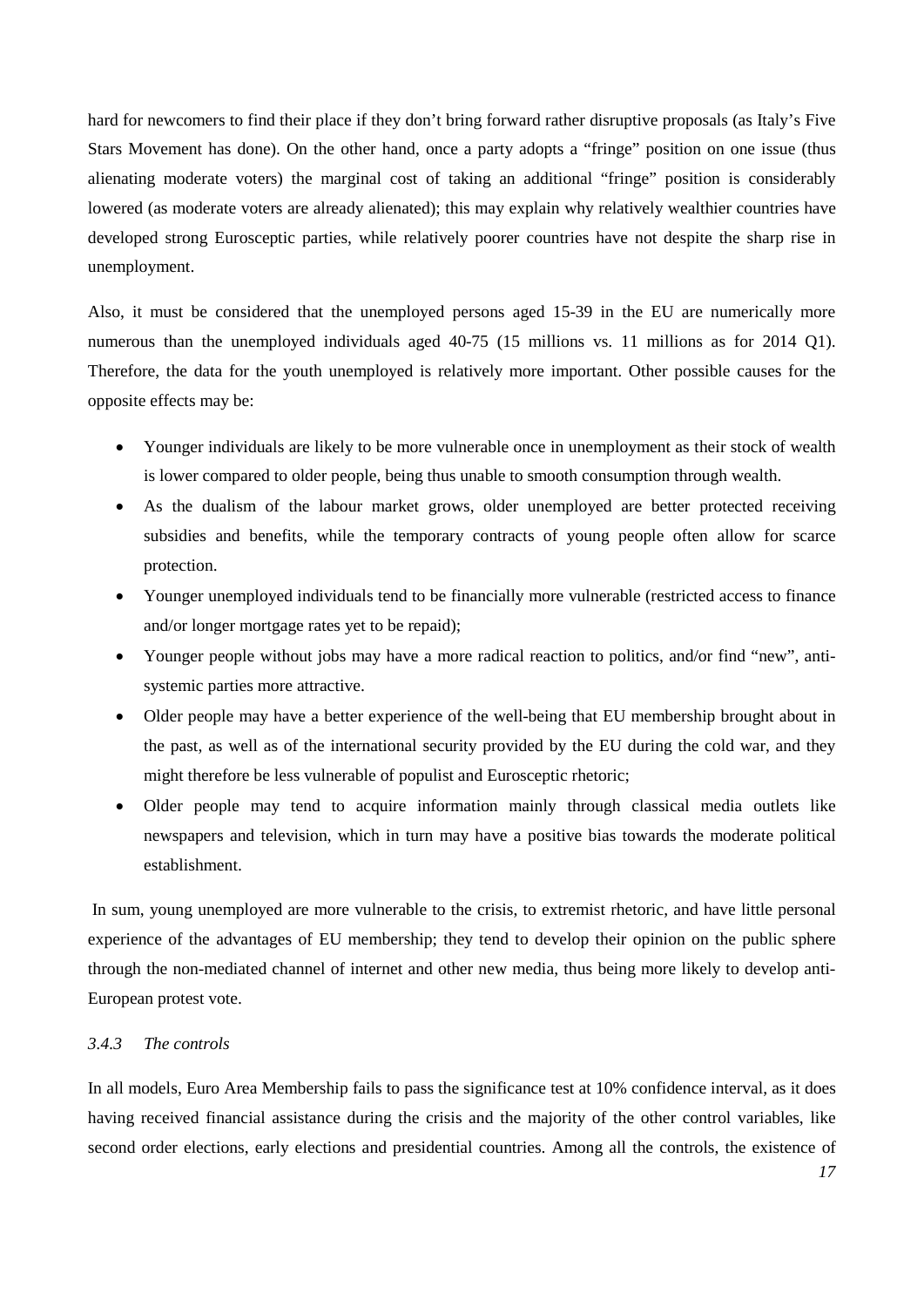hard for newcomers to find their place if they don't bring forward rather disruptive proposals (as Italy's Five Stars Movement has done). On the other hand, once a party adopts a "fringe" position on one issue (thus alienating moderate voters) the marginal cost of taking an additional "fringe" position is considerably lowered (as moderate voters are already alienated); this may explain why relatively wealthier countries have developed strong Eurosceptic parties, while relatively poorer countries have not despite the sharp rise in unemployment.

Also, it must be considered that the unemployed persons aged 15-39 in the EU are numerically more numerous than the unemployed individuals aged 40-75 (15 millions vs. 11 millions as for 2014 Q1). Therefore, the data for the youth unemployed is relatively more important. Other possible causes for the opposite effects may be:

- Younger individuals are likely to be more vulnerable once in unemployment as their stock of wealth is lower compared to older people, being thus unable to smooth consumption through wealth.
- As the dualism of the labour market grows, older unemployed are better protected receiving subsidies and benefits, while the temporary contracts of young people often allow for scarce protection.
- Younger unemployed individuals tend to be financially more vulnerable (restricted access to finance and/or longer mortgage rates yet to be repaid);
- Younger people without jobs may have a more radical reaction to politics, and/or find "new", anti-systemic parties more attractive.
- Older people may have a better experience of the well-being that EU membership brought about in the past, as well as of the international security provided by the EU during the cold war, and they might therefore be less vulnerable of populist and Eurosceptic rhetoric;
- Older people may tend to acquire information mainly through classical media outlets like newspapers and television, which in turn may have a positive bias towards the moderate political establishment.

In sum, young unemployed are more vulnerable to the crisis, to extremist rhetoric, and have little personal experience of the advantages of EU membership; they tend to develop their opinion on the public sphere through the non-mediated channel of internet and other new media, thus being more likely to develop anti-European protest vote.

### *3.4.3 The controls*

In all models, Euro Area Membership fails to pass the significance test at 10% confidence interval, as it does having received financial assistance during the crisis and the majority of the other control variables, like second order elections, early elections and presidential countries. Among all the controls, the existence of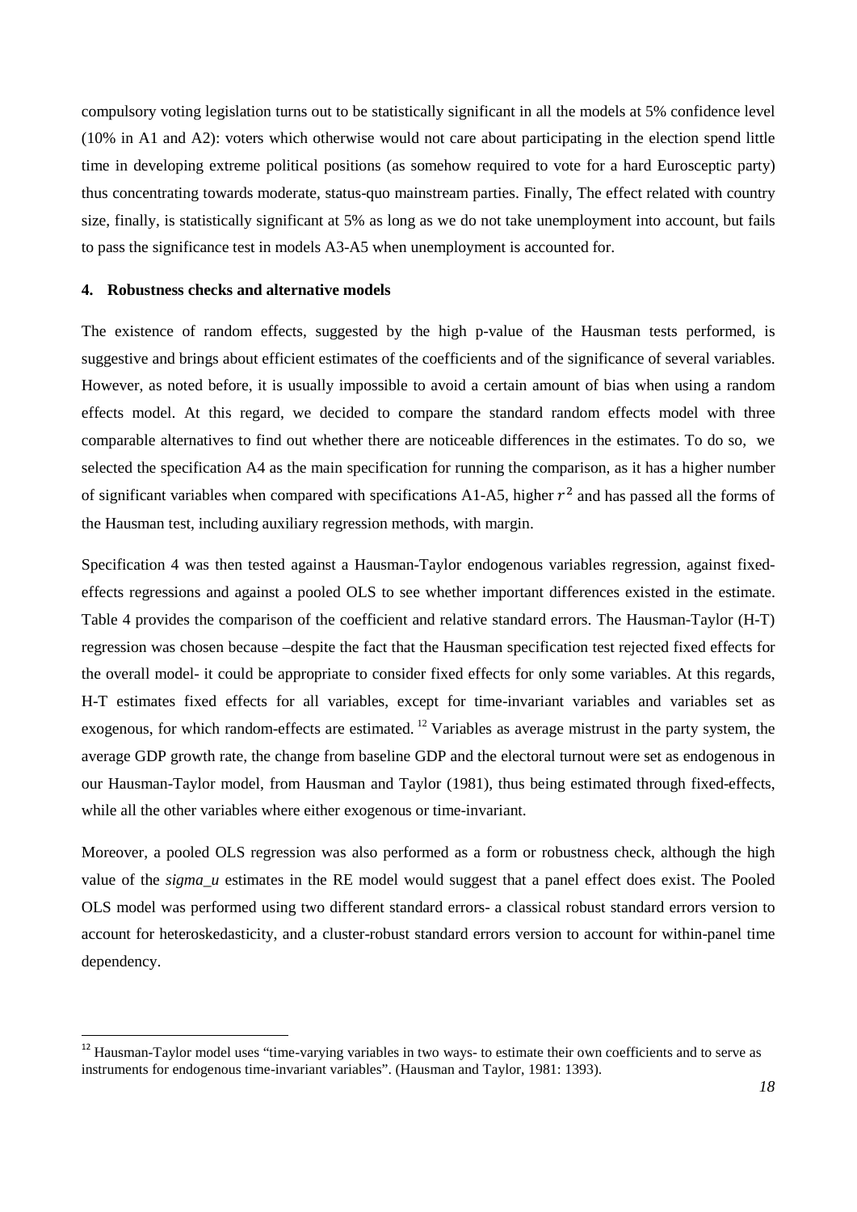compulsory voting legislation turns out to be statistically significant in all the models at 5% confidence level (10% in A1 and A2): voters which otherwise would not care about participating in the election spend little time in developing extreme political positions (as somehow required to vote for a hard Eurosceptic party) thus concentrating towards moderate, status-quo mainstream parties. Finally, The effect related with country size, finally, is statistically significant at 5% as long as we do not take unemployment into account, but fails to pass the significance test in models A3-A5 when unemployment is accounted for.

#### 4. Robustness checks and alternative models

The existence of random effects, suggested by the high p-value of the Hausman tests performed, is suggestive and brings about efficient estimates of the coefficients and of the significance of several variables. However, as noted before, it is usually impossible to avoid a certain amount of bias when using a random effects model. At this regard, we decided to compare the standard random effects model with three comparable alternatives to find out whether there are noticeable differences in the estimates. To do so, we selected the specification A4 as the main specification for running the comparison, as it has a higher number of significant variables when compared with specifications A1-A5, higher $r^2$ and has passed all the forms of the Hausman test, including auxiliary regression methods, with margin.

Specification 4 was then tested against a Hausman-Taylor endogenous variables regression, against fixed-effects regressions and against a pooled OLS to see whether important differences existed in the estimate. Table 4 provides the comparison of the coefficient and relative standard errors. The Hausman-Taylor (H-T) regression was chosen because –despite the fact that the Hausman specification test rejected fixed effects for the overall model- it could be appropriate to consider fixed effects for only some variables. At this regards, H-T estimates fixed effects for all variables, except for time-invariant variables and variables set as exogenous, for which random-effects are estimated. [12] Variables as average mistrust in the party system, the average GDP growth rate, the change from baseline GDP and the electoral turnout were set as endogenous in our Hausman-Taylor model, from Hausman and Taylor (1981), thus being estimated through fixed-effects, while all the other variables where either exogenous or time-invariant.

Moreover, a pooled OLS regression was also performed as a form or robustness check, although the high value of the *sigma_u* estimates in the RE model would suggest that a panel effect does exist. The Pooled OLS model was performed using two different standard errors- a classical robust standard errors version to account for heteroskedasticity, and a cluster-robust standard errors version to account for within-panel time dependency.

---

[12] Hausman-Taylor model uses "time-varying variables in two ways- to estimate their own coefficients and to serve as instruments for endogenous time-invariant variables". (Hausman and Taylor, 1981: 1393).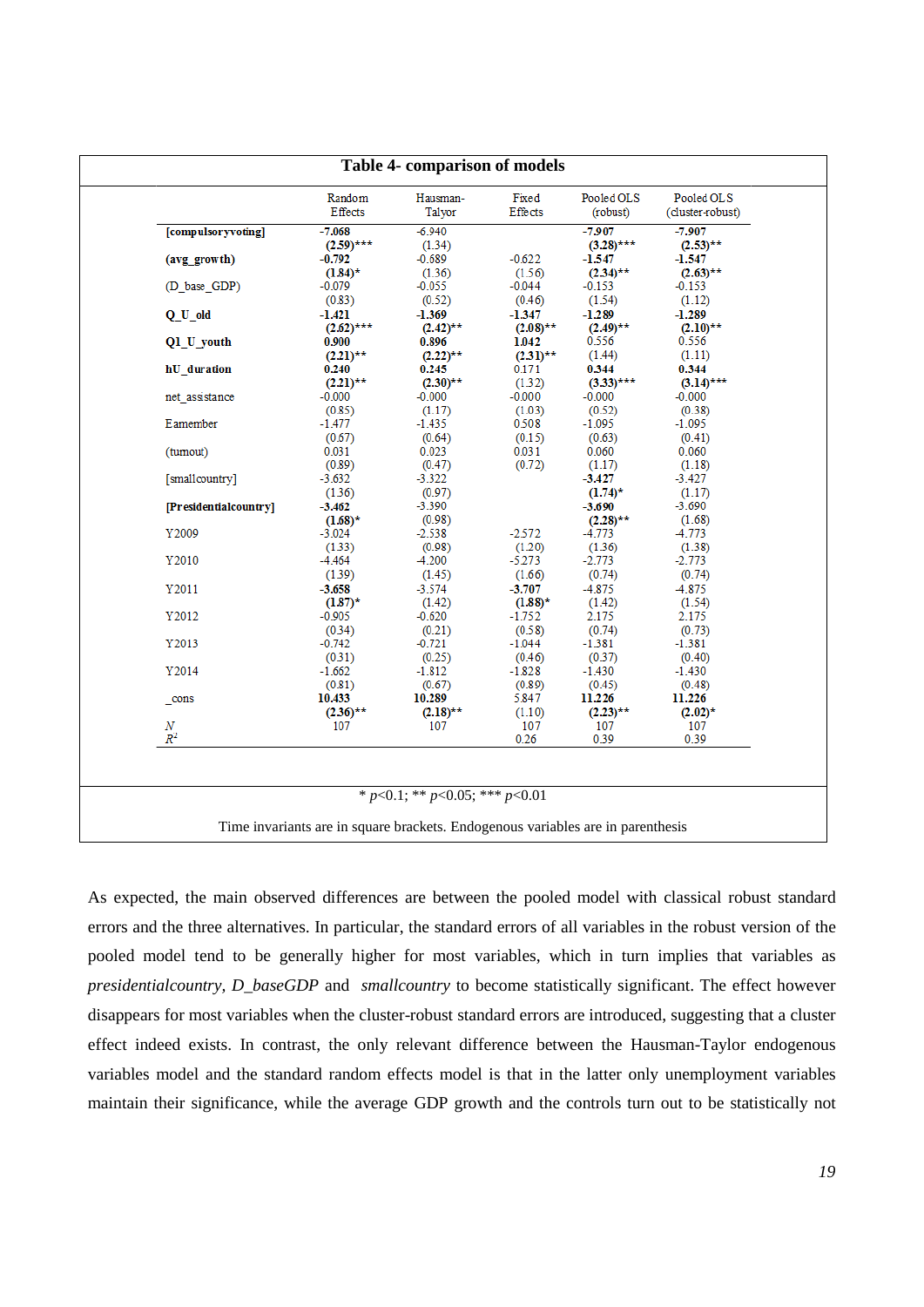**Table 4- comparison of models**

| | Random Effects | Hausman-Talyor | Fixed Effects | Pooled OLS (robust) | Pooled OLS (cluster-robust) |
|---|---|---|---|---|---|
| **[compulsoryvoting]** | **-7.068** | -6.940 | | **-7.907** | **-7.907** |
| | **(2.59)\*\*\*** | (1.34) | | **(3.28)\*\*\*** | **(2.53)\*\*** |
| **(avg_growth)** | **-0.792** | -0.689 | -0.622 | **-1.547** | **-1.547** |
| | **(1.84)\*** | (1.36) | (1.56) | **(2.34)\*\*** | **(2.63)\*\*** |
| (D_base_GDP) | -0.079 | -0.055 | -0.044 | -0.153 | -0.153 |
| | (0.83) | (0.52) | (0.46) | (1.54) | (1.12) |
| **Q_U_old** | **-1.421** | **-1.369** | **-1.347** | **-1.289** | **-1.289** |
| | **(2.62)\*\*\*** | **(2.42)\*\*** | **(2.08)\*\*** | **(2.49)\*\*** | **(2.10)\*\*** |
| **Q1_U_youth** | **0.900** | **0.896** | **1.042** | 0.556 | 0.556 |
| | **(2.21)\*\*** | **(2.22)\*\*** | **(2.31)\*\*** | (1.44) | (1.11) |
| **hU_duration** | **0.240** | **0.245** | 0.171 | **0.344** | **0.344** |
| | **(2.21)\*\*** | **(2.30)\*\*** | (1.32) | **(3.33)\*\*\*** | **(3.14)\*\*\*** |
| net_assistance | -0.000 | -0.000 | -0.000 | -0.000 | -0.000 |
| | (0.85) | (1.17) | (1.03) | (0.52) | (0.38) |
| Eamember | -1.477 | -1.435 | 0.508 | -1.095 | -1.095 |
| | (0.67) | (0.64) | (0.15) | (0.63) | (0.41) |
| (turnout) | 0.031 | 0.023 | 0.031 | 0.060 | 0.060 |
| | (0.89) | (0.47) | (0.72) | (1.17) | (1.18) |
| [smallcountry] | -3.632 | -3.322 | | **-3.427** | -3.427 |
| | (1.36) | (0.97) | | **(1.74)\*** | (1.17) |
| **[Presidentialcountry]** | **-3.462** | -3.390 | | **-3.690** | -3.690 |
| | **(1.68)\*** | (0.98) | | **(2.28)\*\*** | (1.68) |
| Y2009 | -3.024 | -2.538 | -2.572 | -4.773 | -4.773 |
| | (1.33) | (0.98) | (1.20) | (1.36) | (1.38) |
| Y2010 | -4.464 | -4.200 | -5.273 | -2.773 | -2.773 |
| | (1.39) | (1.45) | (1.66) | (0.74) | (0.74) |
| Y2011 | **-3.658** | -3.574 | **-3.707** | -4.875 | -4.875 |
| | **(1.87)\*** | (1.42) | **(1.88)\*** | (1.42) | (1.54) |
| Y2012 | -0.905 | -0.620 | -1.752 | 2.175 | 2.175 |
| | (0.34) | (0.21) | (0.58) | (0.74) | (0.73) |
| Y2013 | -0.742 | -0.721 | -1.044 | -1.381 | -1.381 |
| | (0.31) | (0.25) | (0.46) | (0.37) | (0.40) |
| Y2014 | -1.662 | -1.812 | -1.828 | -1.430 | -1.430 |
| | (0.81) | (0.67) | (0.89) | (0.45) | (0.48) |
| _cons | **10.433** | **10.289** | 5.847 | **11.226** | **11.226** |
| | **(2.36)\*\*** | **(2.18)\*\*** | (1.10) | **(2.23)\*\*** | **(2.02)\*** |
| $N$ | 107 | 107 | 107 | 107 | 107 |
| $R^2$ | | | 0.26 | 0.39 | 0.39 |

\* $p$<0.1; \*\* $p$<0.05; \*\*\* $p$<0.01

Time invariants are in square brackets. Endogenous variables are in parenthesis

As expected, the main observed differences are between the pooled model with classical robust standard errors and the three alternatives. In particular, the standard errors of all variables in the robust version of the pooled model tend to be generally higher for most variables, which in turn implies that variables as *presidentialcountry, D_baseGDP* and *smallcountry* to become statistically significant. The effect however disappears for most variables when the cluster-robust standard errors are introduced, suggesting that a cluster effect indeed exists. In contrast, the only relevant difference between the Hausman-Taylor endogenous variables model and the standard random effects model is that in the latter only unemployment variables maintain their significance, while the average GDP growth and the controls turn out to be statistically not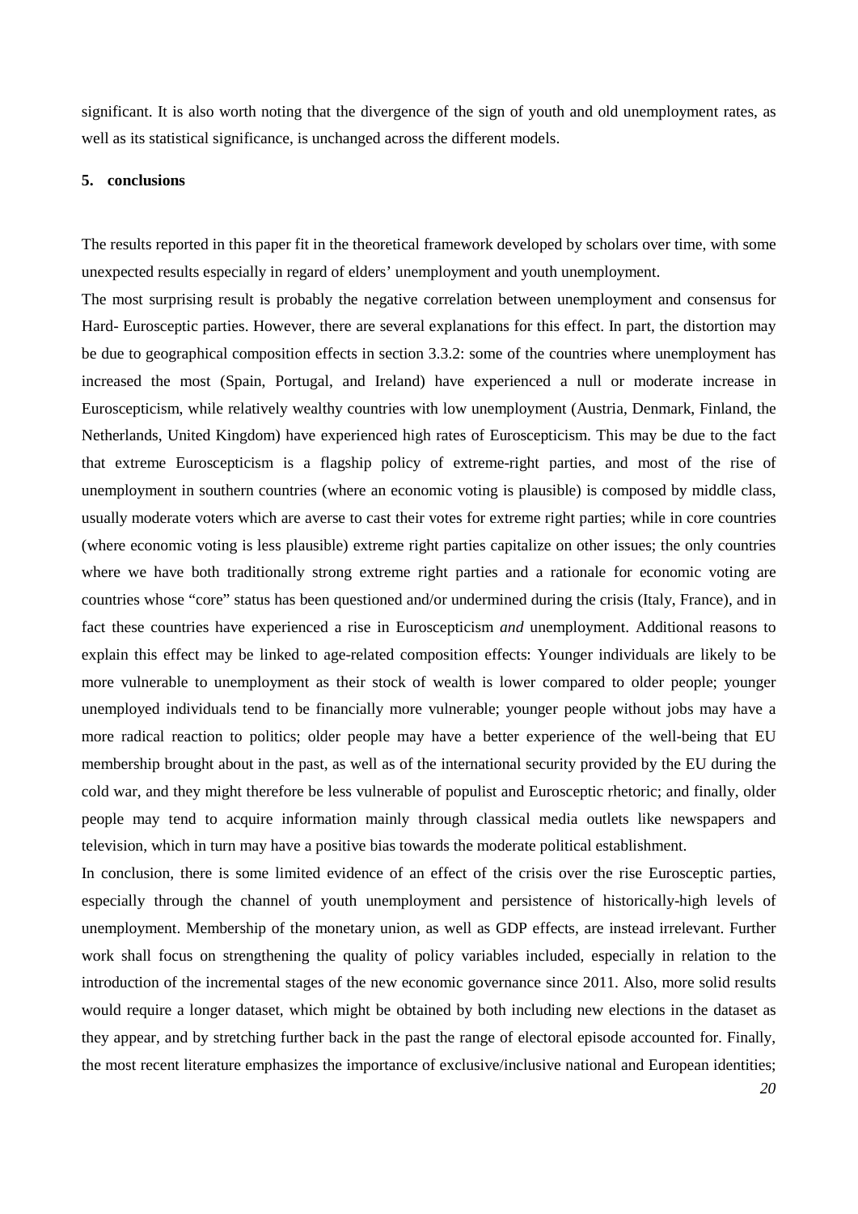significant. It is also worth noting that the divergence of the sign of youth and old unemployment rates, as well as its statistical significance, is unchanged across the different models.

## 5. conclusions

The results reported in this paper fit in the theoretical framework developed by scholars over time, with some unexpected results especially in regard of elders' unemployment and youth unemployment.

The most surprising result is probably the negative correlation between unemployment and consensus for Hard- Eurosceptic parties. However, there are several explanations for this effect. In part, the distortion may be due to geographical composition effects in section 3.3.2: some of the countries where unemployment has increased the most (Spain, Portugal, and Ireland) have experienced a null or moderate increase in Euroscepticism, while relatively wealthy countries with low unemployment (Austria, Denmark, Finland, the Netherlands, United Kingdom) have experienced high rates of Euroscepticism. This may be due to the fact that extreme Euroscepticism is a flagship policy of extreme-right parties, and most of the rise of unemployment in southern countries (where an economic voting is plausible) is composed by middle class, usually moderate voters which are averse to cast their votes for extreme right parties; while in core countries (where economic voting is less plausible) extreme right parties capitalize on other issues; the only countries where we have both traditionally strong extreme right parties and a rationale for economic voting are countries whose "core" status has been questioned and/or undermined during the crisis (Italy, France), and in fact these countries have experienced a rise in Euroscepticism *and* unemployment. Additional reasons to explain this effect may be linked to age-related composition effects: Younger individuals are likely to be more vulnerable to unemployment as their stock of wealth is lower compared to older people; younger unemployed individuals tend to be financially more vulnerable; younger people without jobs may have a more radical reaction to politics; older people may have a better experience of the well-being that EU membership brought about in the past, as well as of the international security provided by the EU during the cold war, and they might therefore be less vulnerable of populist and Eurosceptic rhetoric; and finally, older people may tend to acquire information mainly through classical media outlets like newspapers and television, which in turn may have a positive bias towards the moderate political establishment.

In conclusion, there is some limited evidence of an effect of the crisis over the rise Eurosceptic parties, especially through the channel of youth unemployment and persistence of historically-high levels of unemployment. Membership of the monetary union, as well as GDP effects, are instead irrelevant. Further work shall focus on strengthening the quality of policy variables included, especially in relation to the introduction of the incremental stages of the new economic governance since 2011. Also, more solid results would require a longer dataset, which might be obtained by both including new elections in the dataset as they appear, and by stretching further back in the past the range of electoral episode accounted for. Finally, the most recent literature emphasizes the importance of exclusive/inclusive national and European identities;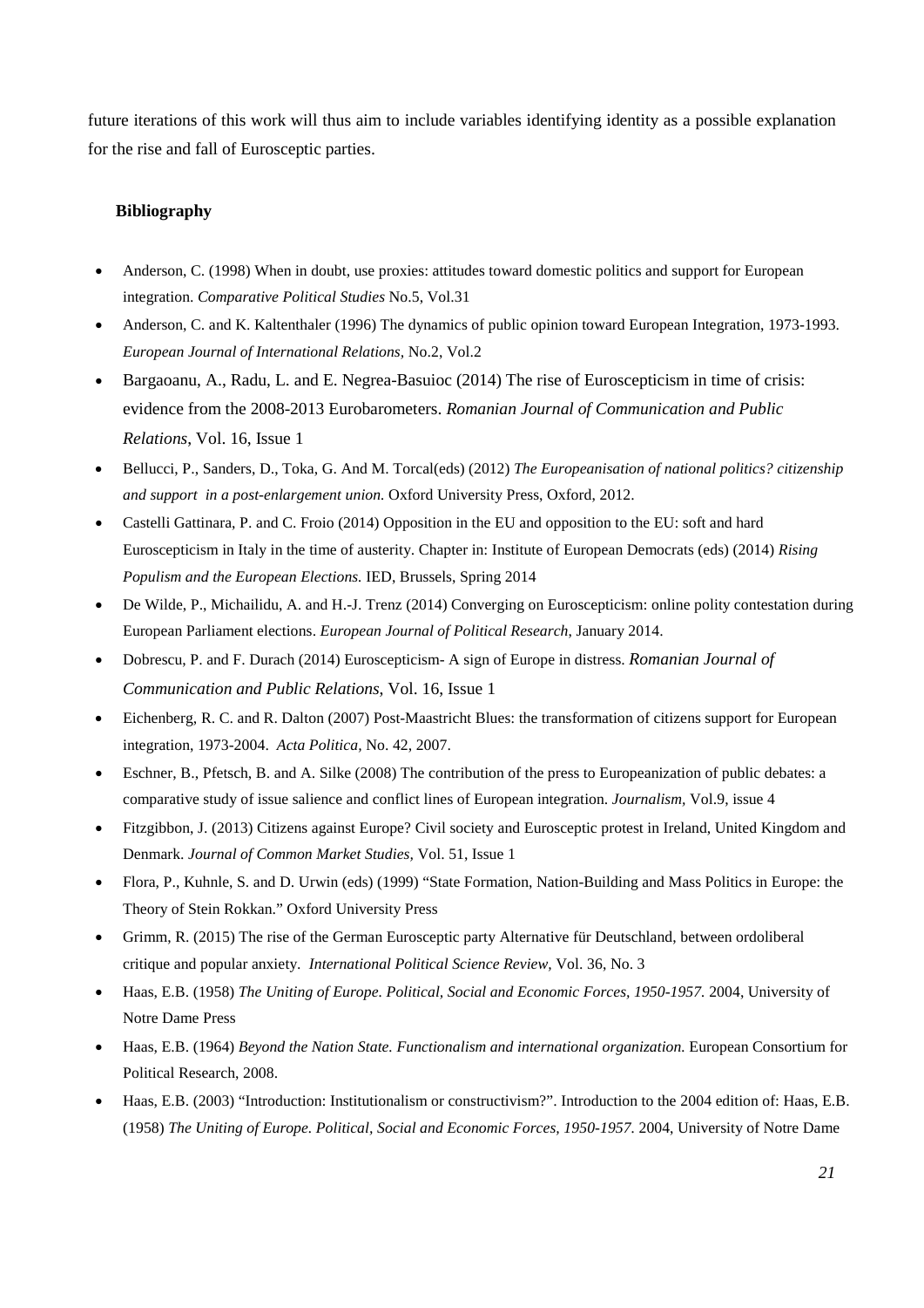future iterations of this work will thus aim to include variables identifying identity as a possible explanation for the rise and fall of Eurosceptic parties.

**Bibliography**

- Anderson, C. (1998) When in doubt, use proxies: attitudes toward domestic politics and support for European integration. *Comparative Political Studies* No.5, Vol.31
- Anderson, C. and K. Kaltenthaler (1996) The dynamics of public opinion toward European Integration, 1973-1993. *European Journal of International Relations*, No.2, Vol.2
- Bargaoanu, A., Radu, L. and E. Negrea-Basuioc (2014) The rise of Euroscepticism in time of crisis: evidence from the 2008-2013 Eurobarometers. *Romanian Journal of Communication and Public Relations*, Vol. 16, Issue 1
- Bellucci, P., Sanders, D., Toka, G. And M. Torcal(eds) (2012) *The Europeanisation of national politics? citizenship and support in a post-enlargement union.* Oxford University Press, Oxford, 2012.
- Castelli Gattinara, P. and C. Froio (2014) Opposition in the EU and opposition to the EU: soft and hard Euroscepticism in Italy in the time of austerity. Chapter in: Institute of European Democrats (eds) (2014) *Rising Populism and the European Elections.* IED, Brussels, Spring 2014
- De Wilde, P., Michailidu, A. and H.-J. Trenz (2014) Converging on Euroscepticism: online polity contestation during European Parliament elections. *European Journal of Political Research*, January 2014.
- Dobrescu, P. and F. Durach (2014) Euroscepticism- A sign of Europe in distress. *Romanian Journal of Communication and Public Relations*, Vol. 16, Issue 1
- Eichenberg, R. C. and R. Dalton (2007) Post-Maastricht Blues: the transformation of citizens support for European integration, 1973-2004. *Acta Politica,* No. 42, 2007.
- Eschner, B., Pfetsch, B. and A. Silke (2008) The contribution of the press to Europeanization of public debates: a comparative study of issue salience and conflict lines of European integration. *Journalism*, Vol.9, issue 4
- Fitzgibbon, J. (2013) Citizens against Europe? Civil society and Eurosceptic protest in Ireland, United Kingdom and Denmark. *Journal of Common Market Studies,* Vol. 51, Issue 1
- Flora, P., Kuhnle, S. and D. Urwin (eds) (1999) "State Formation, Nation-Building and Mass Politics in Europe: the Theory of Stein Rokkan." Oxford University Press
- Grimm, R. (2015) The rise of the German Eurosceptic party Alternative für Deutschland, between ordoliberal critique and popular anxiety. *International Political Science Review,* Vol. 36, No. 3
- Haas, E.B. (1958) *The Uniting of Europe. Political, Social and Economic Forces, 1950-1957.* 2004, University of Notre Dame Press
- Haas, E.B. (1964) *Beyond the Nation State. Functionalism and international organization.* European Consortium for Political Research, 2008.
- Haas, E.B. (2003) "Introduction: Institutionalism or constructivism?". Introduction to the 2004 edition of: Haas, E.B. (1958) *The Uniting of Europe. Political, Social and Economic Forces, 1950-1957.* 2004, University of Notre Dame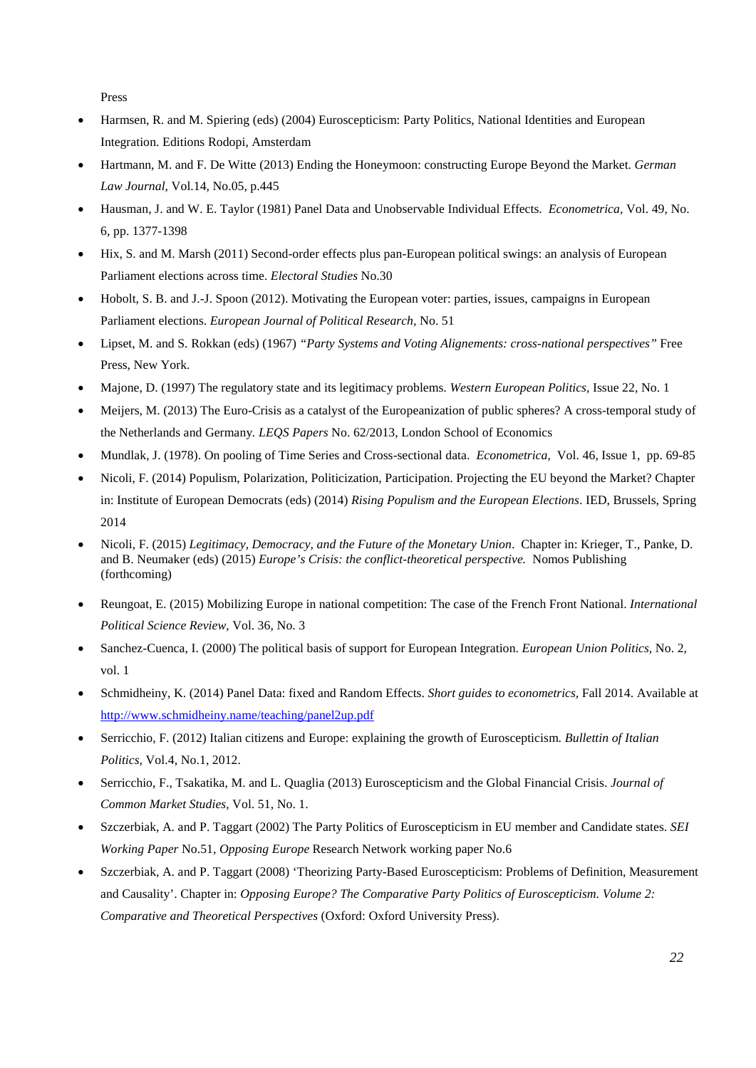Press

- Harmsen, R. and M. Spiering (eds) (2004) Euroscepticism: Party Politics, National Identities and European Integration. Editions Rodopi, Amsterdam
- Hartmann, M. and F. De Witte (2013) Ending the Honeymoon: constructing Europe Beyond the Market. *German Law Journal,* Vol.14, No.05, p.445
- Hausman, J. and W. E. Taylor (1981) Panel Data and Unobservable Individual Effects. *Econometrica,* Vol. 49, No. 6, pp. 1377-1398
- Hix, S. and M. Marsh (2011) Second-order effects plus pan-European political swings: an analysis of European Parliament elections across time. *Electoral Studies* No.30
- Hobolt, S. B. and J.-J. Spoon (2012). Motivating the European voter: parties, issues, campaigns in European Parliament elections. *European Journal of Political Research*, No. 51
- Lipset, M. and S. Rokkan (eds) (1967) *"Party Systems and Voting Alignements: cross-national perspectives"* Free Press, New York.
- Majone, D. (1997) The regulatory state and its legitimacy problems. *Western European Politics,* Issue 22, No. 1
- Meijers, M. (2013) The Euro-Crisis as a catalyst of the Europeanization of public spheres? A cross-temporal study of the Netherlands and Germany. *LEQS Papers* No. 62/2013, London School of Economics
- Mundlak, J. (1978). On pooling of Time Series and Cross-sectional data. *Econometrica,* Vol. 46, Issue 1, pp. 69-85
- Nicoli, F. (2014) Populism, Polarization, Politicization, Participation. Projecting the EU beyond the Market? Chapter in: Institute of European Democrats (eds) (2014) *Rising Populism and the European Elections*. IED, Brussels, Spring 2014
- Nicoli, F. (2015) *Legitimacy, Democracy, and the Future of the Monetary Union*. Chapter in: Krieger, T., Panke, D. and B. Neumaker (eds) (2015) *Europe's Crisis: the conflict-theoretical perspective.* Nomos Publishing (forthcoming)
- Reungoat, E. (2015) Mobilizing Europe in national competition: The case of the French Front National. *International Political Science Review,* Vol. 36, No. 3
- Sanchez-Cuenca, I. (2000) The political basis of support for European Integration. *European Union Politics,* No. 2, vol. 1
- Schmidheiny, K. (2014) Panel Data: fixed and Random Effects. *Short guides to econometrics*, Fall 2014. Available at http://www.schmidheiny.name/teaching/panel2up.pdf
- Serricchio, F. (2012) Italian citizens and Europe: explaining the growth of Euroscepticism. *Bullettin of Italian Politics,* Vol.4, No.1, 2012.
- Serricchio, F., Tsakatika, M. and L. Quaglia (2013) Euroscepticism and the Global Financial Crisis. *Journal of Common Market Studies,* Vol. 51, No. 1.
- Szczerbiak, A. and P. Taggart (2002) The Party Politics of Euroscepticism in EU member and Candidate states. *SEI Working Paper* No.51, *Opposing Europe* Research Network working paper No.6
- Szczerbiak, A. and P. Taggart (2008) 'Theorizing Party-Based Euroscepticism: Problems of Definition, Measurement and Causality'. Chapter in: *Opposing Europe? The Comparative Party Politics of Euroscepticism. Volume 2: Comparative and Theoretical Perspectives* (Oxford: Oxford University Press).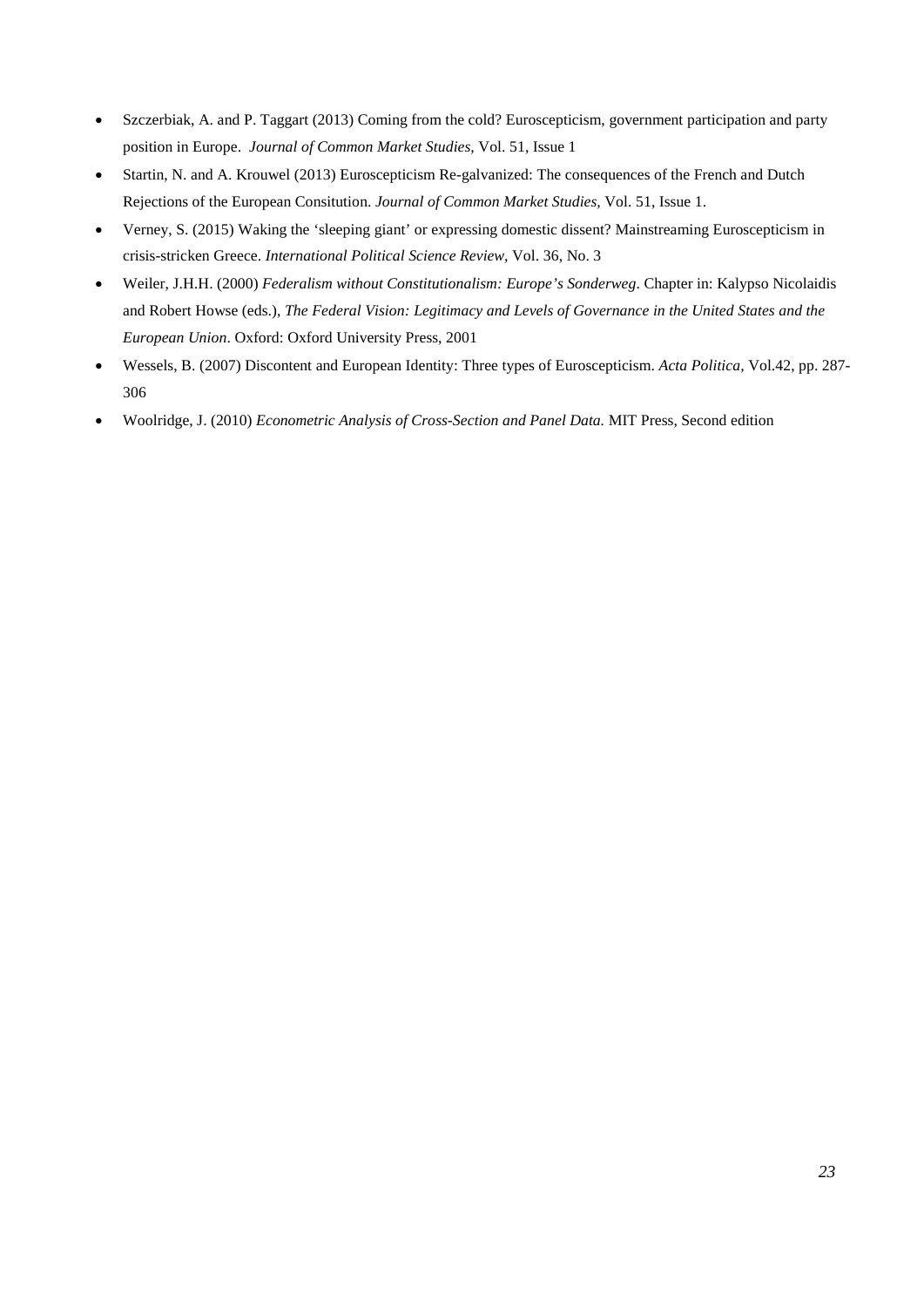- Szczerbiak, A. and P. Taggart (2013) Coming from the cold? Euroscepticism, government participation and party position in Europe. *Journal of Common Market Studies,* Vol. 51, Issue 1
- Startin, N. and A. Krouwel (2013) Euroscepticism Re-galvanized: The consequences of the French and Dutch Rejections of the European Consitution. *Journal of Common Market Studies,* Vol. 51, Issue 1.
- Verney, S. (2015) Waking the 'sleeping giant' or expressing domestic dissent? Mainstreaming Euroscepticism in crisis-stricken Greece. *International Political Science Review,* Vol. 36, No. 3
- Weiler, J.H.H. (2000) *Federalism without Constitutionalism: Europe's Sonderweg*. Chapter in: Kalypso Nicolaidis and Robert Howse (eds.), *The Federal Vision: Legitimacy and Levels of Governance in the United States and the European Union*. Oxford: Oxford University Press, 2001
- Wessels, B. (2007) Discontent and European Identity: Three types of Euroscepticism. *Acta Politica,* Vol.42, pp. 287-306
- Woolridge, J. (2010) *Econometric Analysis of Cross-Section and Panel Data.* MIT Press, Second edition